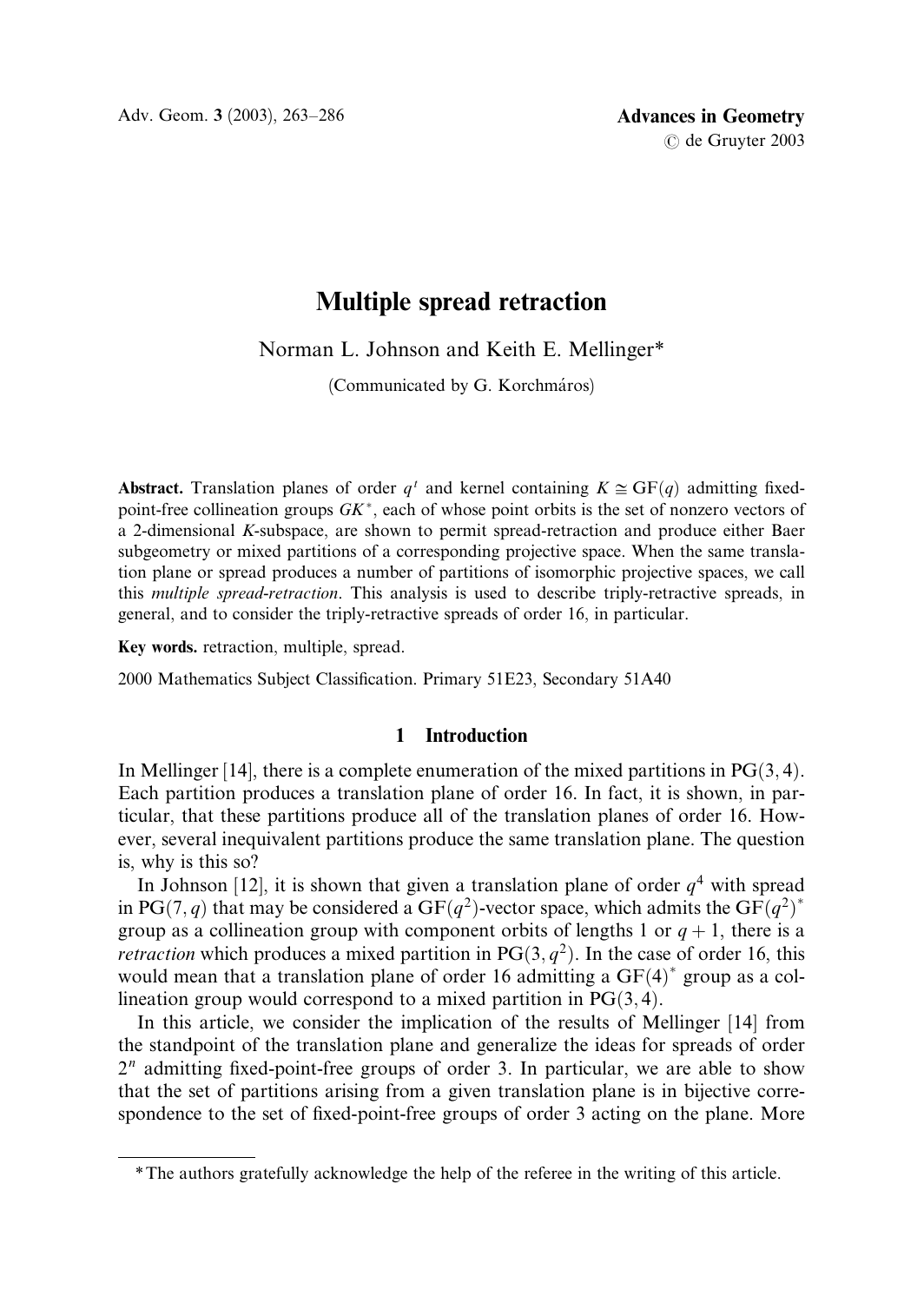# Multiple spread retraction

Norman L. Johnson and Keith E. Mellinger*

(Communicated by G. Korchmáros)

**Abstract.** Translation planes of order $q^t$ and kernel containing $K \cong \mathrm{GF}(q)$ admitting fixed-point-free collineation groups $GK^*$, each of whose point orbits is the set of nonzero vectors of a 2-dimensional $K$-subspace, are shown to permit spread-retraction and produce either Baer subgeometry or mixed partitions of a corresponding projective space. When the same translation plane or spread produces a number of partitions of isomorphic projective spaces, we call this *multiple spread-retraction*. This analysis is used to describe triply-retractive spreads, in general, and to consider the triply-retractive spreads of order 16, in particular.

**Key words.** retraction, multiple, spread.

2000 Mathematics Subject Classification. Primary 51E23, Secondary 51A40

## 1 Introduction

In Mellinger [14], there is a complete enumeration of the mixed partitions in $\mathrm{PG}(3,4)$. Each partition produces a translation plane of order 16. In fact, it is shown, in particular, that these partitions produce all of the translation planes of order 16. However, several inequivalent partitions produce the same translation plane. The question is, why is this so?

In Johnson [12], it is shown that given a translation plane of order $q^4$ with spread in $\mathrm{PG}(7,q)$ that may be considered a $\mathrm{GF}(q^2)$-vector space, which admits the $\mathrm{GF}(q^2)^*$ group as a collineation group with component orbits of lengths 1 or $q+1$, there is a *retraction* which produces a mixed partition in $\mathrm{PG}(3,q^2)$. In the case of order 16, this would mean that a translation plane of order 16 admitting a $\mathrm{GF}(4)^*$ group as a collineation group would correspond to a mixed partition in $\mathrm{PG}(3,4)$.

In this article, we consider the implication of the results of Mellinger [14] from the standpoint of the translation plane and generalize the ideas for spreads of order $2^n$ admitting fixed-point-free groups of order 3. In particular, we are able to show that the set of partitions arising from a given translation plane is in bijective correspondence to the set of fixed-point-free groups of order 3 acting on the plane. More

*The authors gratefully acknowledge the help of the referee in the writing of this article.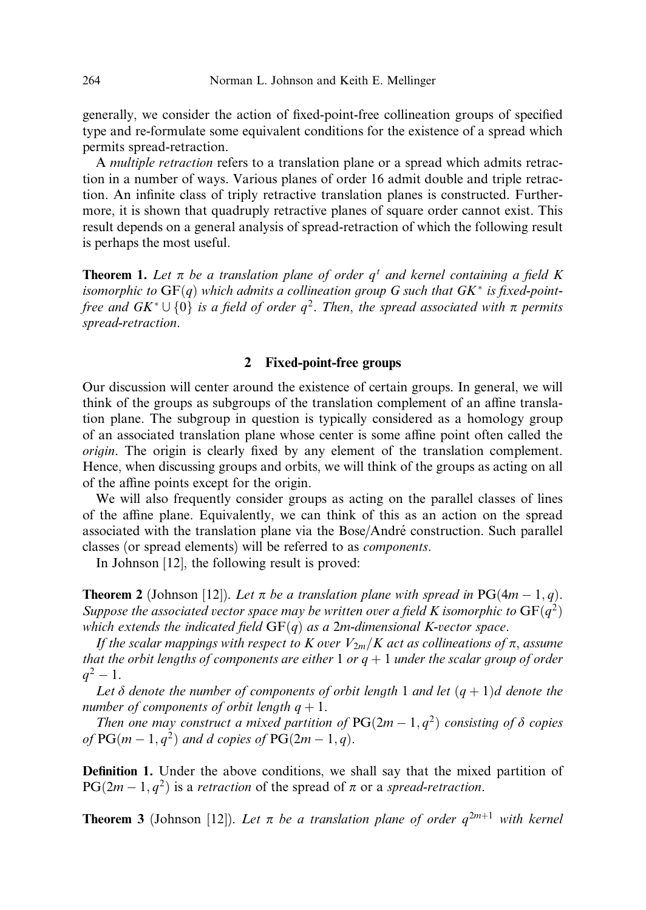generally, we consider the action of fixed-point-free collineation groups of specified type and re-formulate some equivalent conditions for the existence of a spread which permits spread-retraction.

A *multiple retraction* refers to a translation plane or a spread which admits retraction in a number of ways. Various planes of order 16 admit double and triple retraction. An infinite class of triply retractive translation planes is constructed. Furthermore, it is shown that quadruply retractive planes of square order cannot exist. This result depends on a general analysis of spread-retraction of which the following result is perhaps the most useful.

**Theorem 1.** *Let $\pi$ be a translation plane of order $q^t$ and kernel containing a field $K$ isomorphic to $\mathrm{GF}(q)$ which admits a collineation group $G$ such that $GK^*$ is fixed-point-free and $GK^* \cup \{0\}$ is a field of order $q^2$. Then, the spread associated with $\pi$ permits spread-retraction.*

## 2 Fixed-point-free groups

Our discussion will center around the existence of certain groups. In general, we will think of the groups as subgroups of the translation complement of an affine translation plane. The subgroup in question is typically considered as a homology group of an associated translation plane whose center is some affine point often called the *origin*. The origin is clearly fixed by any element of the translation complement. Hence, when discussing groups and orbits, we will think of the groups as acting on all of the affine points except for the origin.

We will also frequently consider groups as acting on the parallel classes of lines of the affine plane. Equivalently, we can think of this as an action on the spread associated with the translation plane via the Bose/André construction. Such parallel classes (or spread elements) will be referred to as *components*.

In Johnson [12], the following result is proved:

**Theorem 2** (Johnson [12]). *Let $\pi$ be a translation plane with spread in $\mathrm{PG}(4m-1, q)$. Suppose the associated vector space may be written over a field $K$ isomorphic to $\mathrm{GF}(q^2)$ which extends the indicated field $\mathrm{GF}(q)$ as a $2m$-dimensional $K$-vector space.*

*If the scalar mappings with respect to $K$ over $V_{2m}/K$ act as collineations of $\pi$, assume that the orbit lengths of components are either 1 or $q+1$ under the scalar group of order $q^2-1$.*

*Let $\delta$ denote the number of components of orbit length 1 and let $(q+1)d$ denote the number of components of orbit length $q+1$.*

*Then one may construct a mixed partition of $\mathrm{PG}(2m-1, q^2)$ consisting of $\delta$ copies of $\mathrm{PG}(m-1, q^2)$ and $d$ copies of $\mathrm{PG}(2m-1, q)$.*

**Definition 1.** Under the above conditions, we shall say that the mixed partition of $\mathrm{PG}(2m-1, q^2)$ is a *retraction* of the spread of $\pi$ or a *spread-retraction*.

**Theorem 3** (Johnson [12]). *Let $\pi$ be a translation plane of order $q^{2m+1}$ with kernel*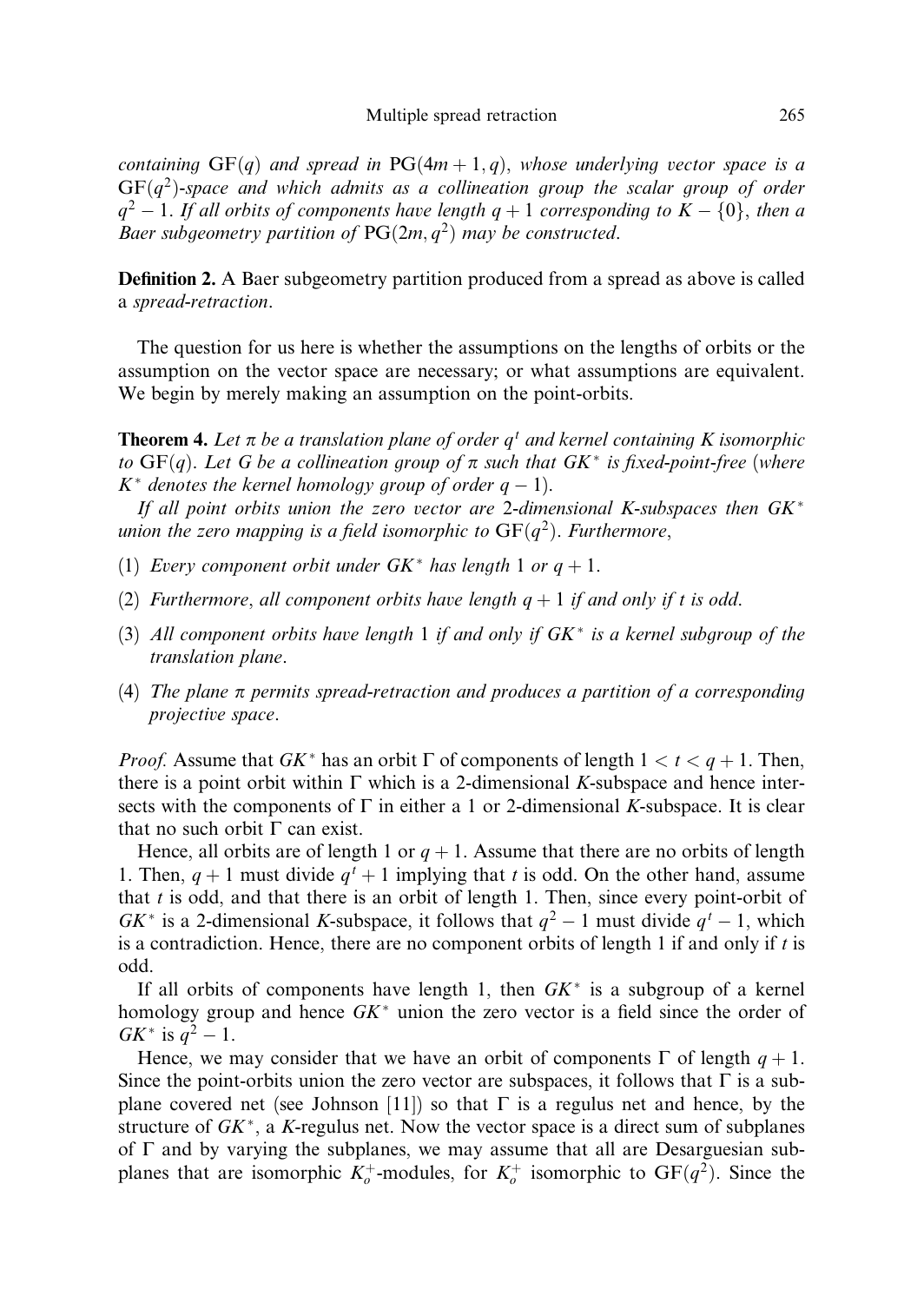*containing* $\mathrm{GF}(q)$ *and spread in* $\mathrm{PG}(4m+1, q)$, *whose underlying vector space is a* $\mathrm{GF}(q^2)$*-space and which admits as a collineation group the scalar group of order* $q^2 - 1$. *If all orbits of components have length* $q + 1$ *corresponding to* $K - \{0\}$, *then a Baer subgeometry partition of* $\mathrm{PG}(2m, q^2)$ *may be constructed.*

**Definition 2.** A Baer subgeometry partition produced from a spread as above is called a *spread-retraction*.

The question for us here is whether the assumptions on the lengths of orbits or the assumption on the vector space are necessary; or what assumptions are equivalent. We begin by merely making an assumption on the point-orbits.

**Theorem 4.** *Let* $\pi$ *be a translation plane of order* $q^t$ *and kernel containing* $K$ *isomorphic to* $\mathrm{GF}(q)$. *Let* $G$ *be a collineation group of* $\pi$ *such that* $GK^*$ *is fixed-point-free (where* $K^*$ *denotes the kernel homology group of order* $q - 1$).

*If all point orbits union the zero vector are* 2*-dimensional* $K$*-subspaces then* $GK^*$ *union the zero mapping is a field isomorphic to* $\mathrm{GF}(q^2)$. *Furthermore,*

(1) *Every component orbit under* $GK^*$ *has length* 1 *or* $q + 1$.

(2) *Furthermore, all component orbits have length* $q + 1$ *if and only if* $t$ *is odd.*

(3) *All component orbits have length* 1 *if and only if* $GK^*$ *is a kernel subgroup of the translation plane.*

(4) *The plane* $\pi$ *permits spread-retraction and produces a partition of a corresponding projective space.*

*Proof.* Assume that $GK^*$ has an orbit $\Gamma$ of components of length $1 < t < q + 1$. Then, there is a point orbit within $\Gamma$ which is a 2-dimensional $K$-subspace and hence intersects with the components of $\Gamma$ in either a 1 or 2-dimensional $K$-subspace. It is clear that no such orbit $\Gamma$ can exist.

Hence, all orbits are of length 1 or $q + 1$. Assume that there are no orbits of length 1. Then, $q + 1$ must divide $q^t + 1$ implying that $t$ is odd. On the other hand, assume that $t$ is odd, and that there is an orbit of length 1. Then, since every point-orbit of $GK^*$ is a 2-dimensional $K$-subspace, it follows that $q^2 - 1$ must divide $q^t - 1$, which is a contradiction. Hence, there are no component orbits of length 1 if and only if $t$ is odd.

If all orbits of components have length 1, then $GK^*$ is a subgroup of a kernel homology group and hence $GK^*$ union the zero vector is a field since the order of $GK^*$ is $q^2 - 1$.

Hence, we may consider that we have an orbit of components $\Gamma$ of length $q + 1$. Since the point-orbits union the zero vector are subspaces, it follows that $\Gamma$ is a subplane covered net (see Johnson [11]) so that $\Gamma$ is a regulus net and hence, by the structure of $GK^*$, a $K$-regulus net. Now the vector space is a direct sum of subplanes of $\Gamma$ and by varying the subplanes, we may assume that all are Desarguesian subplanes that are isomorphic $K_o^+$-modules, for $K_o^+$ isomorphic to $\mathrm{GF}(q^2)$. Since the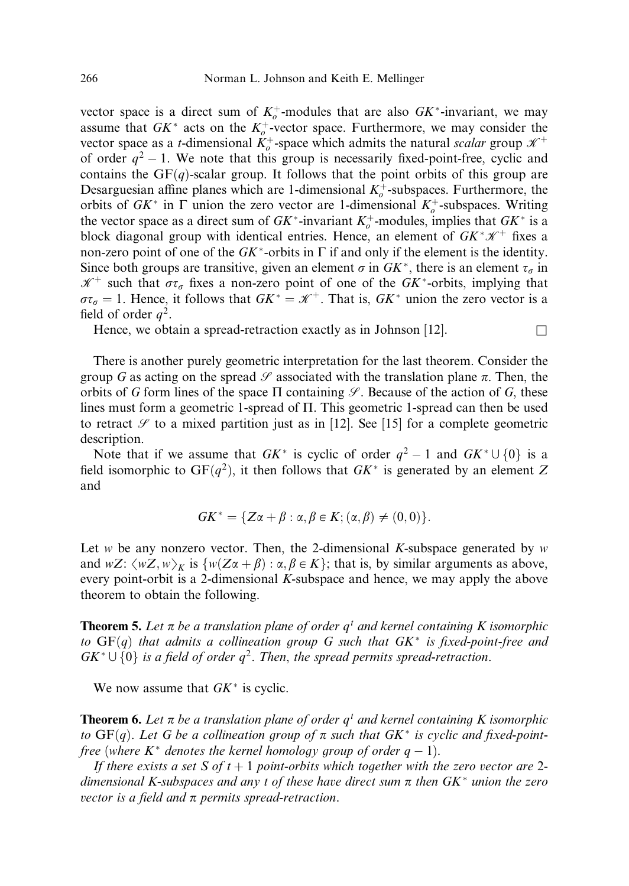vector space is a direct sum of $K_o^+$-modules that are also $GK^*$-invariant, we may assume that $GK^*$ acts on the $K_o^+$-vector space. Furthermore, we may consider the vector space as a $t$-dimensional $K_o^+$-space which admits the natural *scalar* group $\mathscr{K}^+$ of order $q^2 - 1$. We note that this group is necessarily fixed-point-free, cyclic and contains the $\mathrm{GF}(q)$-scalar group. It follows that the point orbits of this group are Desarguesian affine planes which are 1-dimensional $K_o^+$-subspaces. Furthermore, the orbits of $GK^*$ in $\Gamma$ union the zero vector are 1-dimensional $K_o^+$-subspaces. Writing the vector space as a direct sum of $GK^*$-invariant $K_o^+$-modules, implies that $GK^*$ is a block diagonal group with identical entries. Hence, an element of $GK^*\mathscr{K}^+$ fixes a non-zero point of one of the $GK^*$-orbits in $\Gamma$ if and only if the element is the identity. Since both groups are transitive, given an element $\sigma$ in $GK^*$, there is an element $\tau_\sigma$ in $\mathscr{K}^+$ such that $\sigma\tau_\sigma$ fixes a non-zero point of one of the $GK^*$-orbits, implying that $\sigma\tau_\sigma = 1$. Hence, it follows that $GK^* = \mathscr{K}^+$. That is, $GK^*$ union the zero vector is a field of order $q^2$.

Hence, we obtain a spread-retraction exactly as in Johnson [12]. □

There is another purely geometric interpretation for the last theorem. Consider the group $G$ as acting on the spread $\mathscr{S}$ associated with the translation plane $\pi$. Then, the orbits of $G$ form lines of the space $\Pi$ containing $\mathscr{S}$. Because of the action of $G$, these lines must form a geometric 1-spread of $\Pi$. This geometric 1-spread can then be used to retract $\mathscr{S}$ to a mixed partition just as in [12]. See [15] for a complete geometric description.

Note that if we assume that $GK^*$ is cyclic of order $q^2 - 1$ and $GK^* \cup \{0\}$ is a field isomorphic to $\mathrm{GF}(q^2)$, it then follows that $GK^*$ is generated by an element $Z$ and

$$GK^* = \{Z\alpha + \beta : \alpha, \beta \in K; (\alpha, \beta) \neq (0, 0)\}.$$

Let $w$ be any nonzero vector. Then, the 2-dimensional $K$-subspace generated by $w$ and $wZ$: $\langle wZ, w\rangle_K$ is $\{w(Z\alpha + \beta) : \alpha, \beta \in K\}$; that is, by similar arguments as above, every point-orbit is a 2-dimensional $K$-subspace and hence, we may apply the above theorem to obtain the following.

**Theorem 5.** *Let $\pi$ be a translation plane of order $q^t$ and kernel containing $K$ isomorphic to $\mathrm{GF}(q)$ that admits a collineation group $G$ such that $GK^*$ is fixed-point-free and $GK^* \cup \{0\}$ is a field of order $q^2$. Then, the spread permits spread-retraction.*

We now assume that $GK^*$ is cyclic.

**Theorem 6.** *Let $\pi$ be a translation plane of order $q^t$ and kernel containing $K$ isomorphic to $\mathrm{GF}(q)$. Let $G$ be a collineation group of $\pi$ such that $GK^*$ is cyclic and fixed-point-free (where $K^*$ denotes the kernel homology group of order $q-1$).*

*If there exists a set $S$ of $t+1$ point-orbits which together with the zero vector are 2-dimensional $K$-subspaces and any $t$ of these have direct sum $\pi$ then $GK^*$ union the zero vector is a field and $\pi$ permits spread-retraction.*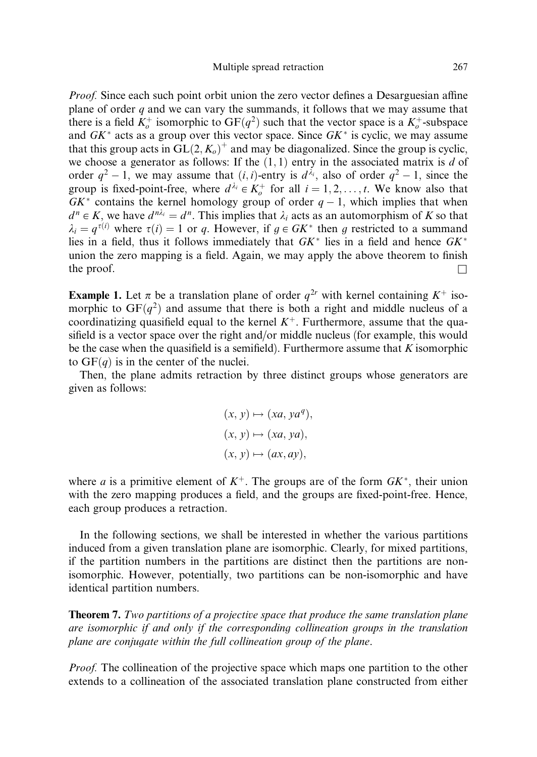*Proof.* Since each such point orbit union the zero vector defines a Desarguesian affine plane of order $q$ and we can vary the summands, it follows that we may assume that there is a field $K_o^+$ isomorphic to $\mathrm{GF}(q^2)$ such that the vector space is a $K_o^+$-subspace and $GK^*$ acts as a group over this vector space. Since $GK^*$ is cyclic, we may assume that this group acts in $\mathrm{GL}(2, K_o)^+$ and may be diagonalized. Since the group is cyclic, we choose a generator as follows: If the $(1,1)$ entry in the associated matrix is $d$ of order $q^2 - 1$, we may assume that $(i,i)$-entry is $d^{\lambda_i}$, also of order $q^2 - 1$, since the group is fixed-point-free, where $d^{\lambda_i} \in K_o^+$ for all $i = 1, 2, \ldots, t$. We know also that $GK^*$ contains the kernel homology group of order $q - 1$, which implies that when $d^n \in K$, we have $d^{n\lambda_i} = d^n$. This implies that $\lambda_i$ acts as an automorphism of $K$ so that $\lambda_i = q^{\tau(i)}$ where $\tau(i) = 1$ or $q$. However, if $g \in GK^*$ then $g$ restricted to a summand lies in a field, thus it follows immediately that $GK^*$ lies in a field and hence $GK^*$ union the zero mapping is a field. Again, we may apply the above theorem to finish the proof. □

**Example 1.** Let $\pi$ be a translation plane of order $q^{2r}$ with kernel containing $K^+$ isomorphic to $\mathrm{GF}(q^2)$ and assume that there is both a right and middle nucleus of a coordinatizing quasifield equal to the kernel $K^+$. Furthermore, assume that the quasifield is a vector space over the right and/or middle nucleus (for example, this would be the case when the quasifield is a semifield). Furthermore assume that $K$ isomorphic to $\mathrm{GF}(q)$ is in the center of the nuclei.

Then, the plane admits retraction by three distinct groups whose generators are given as follows:

$$(x, y) \mapsto (xa, ya^q),$$
$$(x, y) \mapsto (xa, ya),$$
$$(x, y) \mapsto (ax, ay),$$

where $a$ is a primitive element of $K^+$. The groups are of the form $GK^*$, their union with the zero mapping produces a field, and the groups are fixed-point-free. Hence, each group produces a retraction.

In the following sections, we shall be interested in whether the various partitions induced from a given translation plane are isomorphic. Clearly, for mixed partitions, if the partition numbers in the partitions are distinct then the partitions are non-isomorphic. However, potentially, two partitions can be non-isomorphic and have identical partition numbers.

**Theorem 7.** *Two partitions of a projective space that produce the same translation plane are isomorphic if and only if the corresponding collineation groups in the translation plane are conjugate within the full collineation group of the plane.*

*Proof.* The collineation of the projective space which maps one partition to the other extends to a collineation of the associated translation plane constructed from either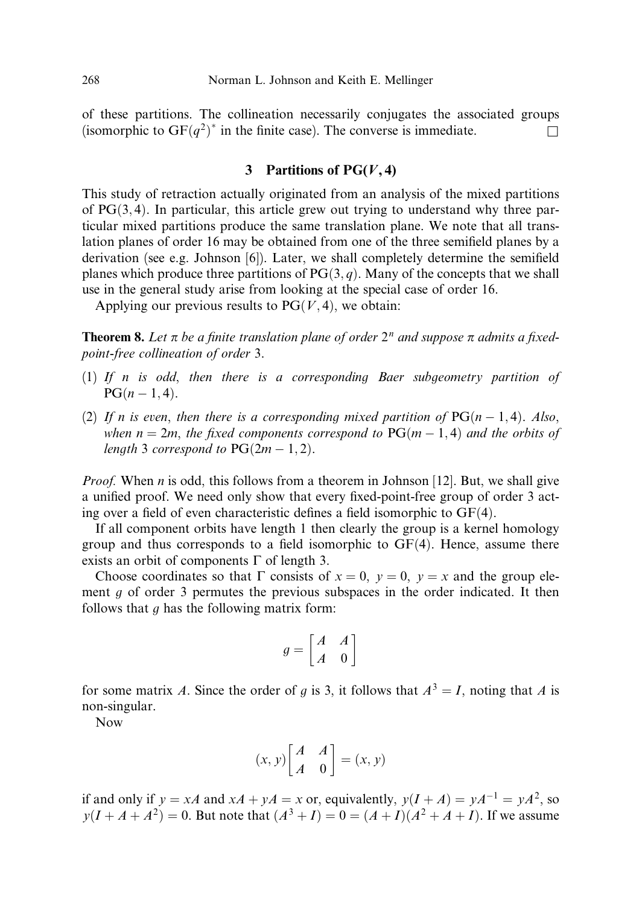of these partitions. The collineation necessarily conjugates the associated groups (isomorphic to $GF(q^2)^*$ in the finite case). The converse is immediate. $\square$

## 3 Partitions of $PG(V, 4)$

This study of retraction actually originated from an analysis of the mixed partitions of $PG(3, 4)$. In particular, this article grew out trying to understand why three particular mixed partitions produce the same translation plane. We note that all translation planes of order 16 may be obtained from one of the three semifield planes by a derivation (see e.g. Johnson [6]). Later, we shall completely determine the semifield planes which produce three partitions of $PG(3, q)$. Many of the concepts that we shall use in the general study arise from looking at the special case of order 16.

Applying our previous results to $PG(V, 4)$, we obtain:

**Theorem 8.** *Let $\pi$ be a finite translation plane of order $2^n$ and suppose $\pi$ admits a fixed-point-free collineation of order* 3.

(1) *If $n$ is odd, then there is a corresponding Baer subgeometry partition of* $PG(n-1, 4)$.

(2) *If $n$ is even, then there is a corresponding mixed partition of* $PG(n-1, 4)$. *Also, when $n = 2m$, the fixed components correspond to $PG(m-1, 4)$ and the orbits of length* 3 *correspond to* $PG(2m-1, 2)$.

*Proof.* When $n$ is odd, this follows from a theorem in Johnson [12]. But, we shall give a unified proof. We need only show that every fixed-point-free group of order 3 acting over a field of even characteristic defines a field isomorphic to $GF(4)$.

If all component orbits have length 1 then clearly the group is a kernel homology group and thus corresponds to a field isomorphic to $GF(4)$. Hence, assume there exists an orbit of components $\Gamma$ of length 3.

Choose coordinates so that $\Gamma$ consists of $x = 0,\ y = 0,\ y = x$ and the group element $g$ of order 3 permutes the previous subspaces in the order indicated. It then follows that $g$ has the following matrix form:

$$g = \begin{bmatrix} A & A \\ A & 0 \end{bmatrix}$$

for some matrix $A$. Since the order of $g$ is 3, it follows that $A^3 = I$, noting that $A$ is non-singular.

Now

$$(x, y)\begin{bmatrix} A & A \\ A & 0 \end{bmatrix} = (x, y)$$

if and only if $y = xA$ and $xA + yA = x$ or, equivalently, $y(I + A) = yA^{-1} = yA^2$, so $y(I + A + A^2) = 0$. But note that $(A^3 + I) = 0 = (A + I)(A^2 + A + I)$. If we assume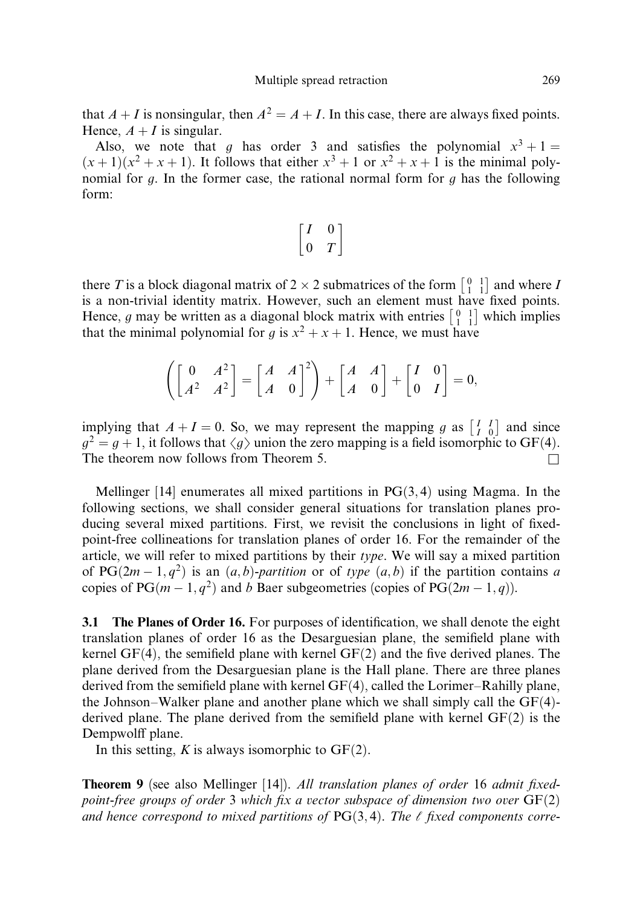that $A + I$ is nonsingular, then $A^2 = A + I$. In this case, there are always fixed points. Hence, $A + I$ is singular.

Also, we note that $g$ has order 3 and satisfies the polynomial $x^3 + 1 = (x+1)(x^2+x+1)$. It follows that either $x^3 + 1$ or $x^2 + x + 1$ is the minimal polynomial for $g$. In the former case, the rational normal form for $g$ has the following form:

$$\begin{bmatrix} I & 0 \\ 0 & T \end{bmatrix}$$

there $T$ is a block diagonal matrix of $2 \times 2$ submatrices of the form $\left[\begin{smallmatrix} 0 & 1 \\ 1 & 1 \end{smallmatrix}\right]$ and where $I$ is a non-trivial identity matrix. However, such an element must have fixed points. Hence, $g$ may be written as a diagonal block matrix with entries $\left[\begin{smallmatrix} 0 & 1 \\ 1 & 1 \end{smallmatrix}\right]$ which implies that the minimal polynomial for $g$ is $x^2 + x + 1$. Hence, we must have

$$\left( \begin{bmatrix} 0 & A^2 \\ A^2 & A^2 \end{bmatrix} = \begin{bmatrix} A & A \\ A & 0 \end{bmatrix}^2 \right) + \begin{bmatrix} A & A \\ A & 0 \end{bmatrix} + \begin{bmatrix} I & 0 \\ 0 & I \end{bmatrix} = 0,$$

implying that $A + I = 0$. So, we may represent the mapping $g$ as $\left[\begin{smallmatrix} I & I \\ I & 0 \end{smallmatrix}\right]$ and since $g^2 = g + 1$, it follows that $\langle g \rangle$ union the zero mapping is a field isomorphic to $\mathrm{GF}(4)$. The theorem now follows from Theorem 5. $\square$

Mellinger [14] enumerates all mixed partitions in $\mathrm{PG}(3,4)$ using Magma. In the following sections, we shall consider general situations for translation planes producing several mixed partitions. First, we revisit the conclusions in light of fixed-point-free collineations for translation planes of order 16. For the remainder of the article, we will refer to mixed partitions by their *type*. We will say a mixed partition of $\mathrm{PG}(2m-1, q^2)$ is an $(a,b)$-*partition* or of *type* $(a,b)$ if the partition contains $a$ copies of $\mathrm{PG}(m-1, q^2)$ and $b$ Baer subgeometries (copies of $\mathrm{PG}(2m-1, q)$).

**3.1 The Planes of Order 16.** For purposes of identification, we shall denote the eight translation planes of order 16 as the Desarguesian plane, the semifield plane with kernel $\mathrm{GF}(4)$, the semifield plane with kernel $\mathrm{GF}(2)$ and the five derived planes. The plane derived from the Desarguesian plane is the Hall plane. There are three planes derived from the semifield plane with kernel $\mathrm{GF}(4)$, called the Lorimer–Rahilly plane, the Johnson–Walker plane and another plane which we shall simply call the $\mathrm{GF}(4)$-derived plane. The plane derived from the semifield plane with kernel $\mathrm{GF}(2)$ is the Dempwolff plane.

In this setting, $K$ is always isomorphic to $\mathrm{GF}(2)$.

**Theorem 9** (see also Mellinger [14]). *All translation planes of order* 16 *admit fixed-point-free groups of order* 3 *which fix a vector subspace of dimension two over* $\mathrm{GF}(2)$ *and hence correspond to mixed partitions of* $\mathrm{PG}(3,4)$. *The* $\ell$ *fixed components corre-*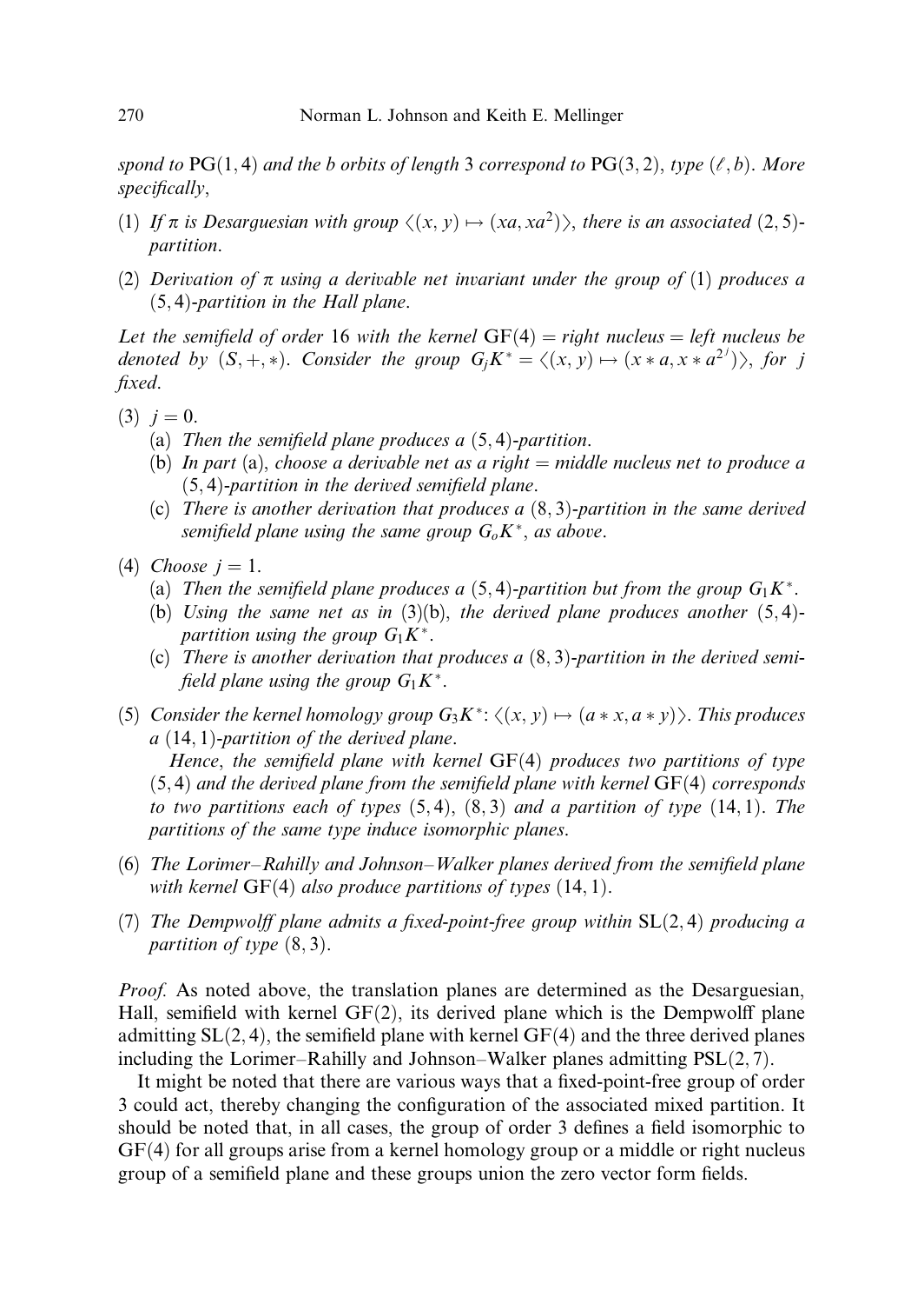*spond to* $\mathrm{PG}(1,4)$ *and the b orbits of length* 3 *correspond to* $\mathrm{PG}(3,2)$, *type* $(\ell, b)$. *More specifically*,

(1) *If* $\pi$ *is Desarguesian with group* $\langle (x,y) \mapsto (xa, xa^2) \rangle$, *there is an associated* $(2,5)$-*partition*.

(2) *Derivation of* $\pi$ *using a derivable net invariant under the group of* (1) *produces a* $(5,4)$-*partition in the Hall plane*.

*Let the semifield of order* 16 *with the kernel* $\mathrm{GF}(4) =$ *right nucleus* $=$ *left nucleus be denoted by* $(S,+,*)$. *Consider the group* $G_j K^* = \langle (x,y) \mapsto (x * a, x * a^{2^j}) \rangle$, *for* $j$ *fixed*.

(3) $j = 0$.
   (a) *Then the semifield plane produces a* $(5,4)$-*partition*.
   (b) *In part* (a), *choose a derivable net as a right* $=$ *middle nucleus net to produce a* $(5,4)$-*partition in the derived semifield plane*.
   (c) *There is another derivation that produces a* $(8,3)$-*partition in the same derived semifield plane using the same group* $G_o K^*$, *as above*.

(4) *Choose* $j = 1$.
   (a) *Then the semifield plane produces a* $(5,4)$-*partition but from the group* $G_1 K^*$.
   (b) *Using the same net as in* (3)(b), *the derived plane produces another* $(5,4)$-*partition using the group* $G_1 K^*$.
   (c) *There is another derivation that produces a* $(8,3)$-*partition in the derived semifield plane using the group* $G_1 K^*$.

(5) *Consider the kernel homology group* $G_3 K^*$: $\langle (x,y) \mapsto (a * x, a * y) \rangle$. *This produces a* $(14,1)$-*partition of the derived plane*.

   *Hence, the semifield plane with kernel* $\mathrm{GF}(4)$ *produces two partitions of type* $(5,4)$ *and the derived plane from the semifield plane with kernel* $\mathrm{GF}(4)$ *corresponds to two partitions each of types* $(5,4)$, $(8,3)$ *and a partition of type* $(14,1)$. *The partitions of the same type induce isomorphic planes*.

(6) *The Lorimer–Rahilly and Johnson–Walker planes derived from the semifield plane with kernel* $\mathrm{GF}(4)$ *also produce partitions of types* $(14,1)$.

(7) *The Dempwolff plane admits a fixed-point-free group within* $\mathrm{SL}(2,4)$ *producing a partition of type* $(8,3)$.

*Proof*. As noted above, the translation planes are determined as the Desarguesian, Hall, semifield with kernel $\mathrm{GF}(2)$, its derived plane which is the Dempwolff plane admitting $\mathrm{SL}(2,4)$, the semifield plane with kernel $\mathrm{GF}(4)$ and the three derived planes including the Lorimer–Rahilly and Johnson–Walker planes admitting $\mathrm{PSL}(2,7)$.

It might be noted that there are various ways that a fixed-point-free group of order 3 could act, thereby changing the configuration of the associated mixed partition. It should be noted that, in all cases, the group of order 3 defines a field isomorphic to $\mathrm{GF}(4)$ for all groups arise from a kernel homology group or a middle or right nucleus group of a semifield plane and these groups union the zero vector form fields.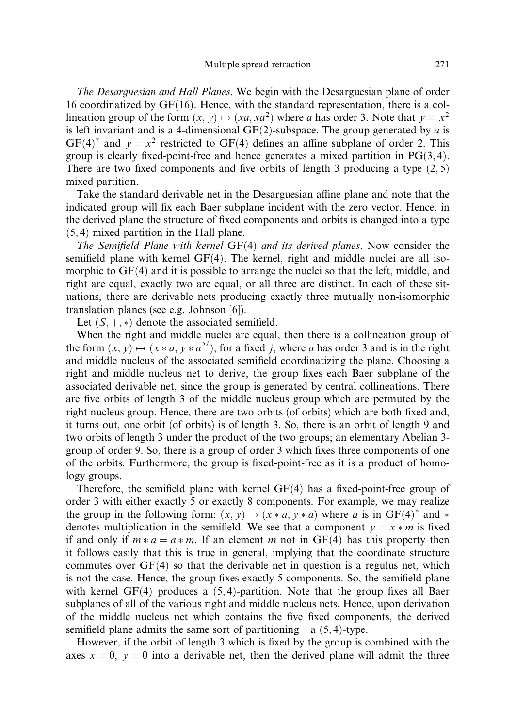*The Desarguesian and Hall Planes*. We begin with the Desarguesian plane of order 16 coordinatized by GF(16). Hence, with the standard representation, there is a collineation group of the form $(x, y) \mapsto (xa, xa^2)$ where $a$ has order 3. Note that $y = x^2$ is left invariant and is a 4-dimensional GF(2)-subspace. The group generated by $a$ is $\mathrm{GF}(4)^*$ and $y = x^2$ restricted to GF(4) defines an affine subplane of order 2. This group is clearly fixed-point-free and hence generates a mixed partition in PG(3, 4). There are two fixed components and five orbits of length 3 producing a type $(2, 5)$ mixed partition.

Take the standard derivable net in the Desarguesian affine plane and note that the indicated group will fix each Baer subplane incident with the zero vector. Hence, in the derived plane the structure of fixed components and orbits is changed into a type $(5, 4)$ mixed partition in the Hall plane.

*The Semifield Plane with kernel* GF(4) *and its derived planes*. Now consider the semifield plane with kernel GF(4). The kernel, right and middle nuclei are all isomorphic to GF(4) and it is possible to arrange the nuclei so that the left, middle, and right are equal, exactly two are equal, or all three are distinct. In each of these situations, there are derivable nets producing exactly three mutually non-isomorphic translation planes (see e.g. Johnson [6]).

Let $(S, +, *)$ denote the associated semifield.

When the right and middle nuclei are equal, then there is a collineation group of the form $(x, y) \mapsto (x * a, y * a^{2^j})$, for a fixed $j$, where $a$ has order 3 and is in the right and middle nucleus of the associated semifield coordinatizing the plane. Choosing a right and middle nucleus net to derive, the group fixes each Baer subplane of the associated derivable net, since the group is generated by central collineations. There are five orbits of length 3 of the middle nucleus group which are permuted by the right nucleus group. Hence, there are two orbits (of orbits) which are both fixed and, it turns out, one orbit (of orbits) is of length 3. So, there is an orbit of length 9 and two orbits of length 3 under the product of the two groups; an elementary Abelian 3-group of order 9. So, there is a group of order 3 which fixes three components of one of the orbits. Furthermore, the group is fixed-point-free as it is a product of homology groups.

Therefore, the semifield plane with kernel GF(4) has a fixed-point-free group of order 3 with either exactly 5 or exactly 8 components. For example, we may realize the group in the following form: $(x, y) \mapsto (x * a, y * a)$ where $a$ is in $\mathrm{GF}(4)^*$ and $*$ denotes multiplication in the semifield. We see that a component $y = x * m$ is fixed if and only if $m * a = a * m$. If an element $m$ not in GF(4) has this property then it follows easily that this is true in general, implying that the coordinate structure commutes over GF(4) so that the derivable net in question is a regulus net, which is not the case. Hence, the group fixes exactly 5 components. So, the semifield plane with kernel GF(4) produces a $(5, 4)$-partition. Note that the group fixes all Baer subplanes of all of the various right and middle nucleus nets. Hence, upon derivation of the middle nucleus net which contains the five fixed components, the derived semifield plane admits the same sort of partitioning—a $(5, 4)$-type.

However, if the orbit of length 3 which is fixed by the group is combined with the axes $x = 0$, $y = 0$ into a derivable net, then the derived plane will admit the three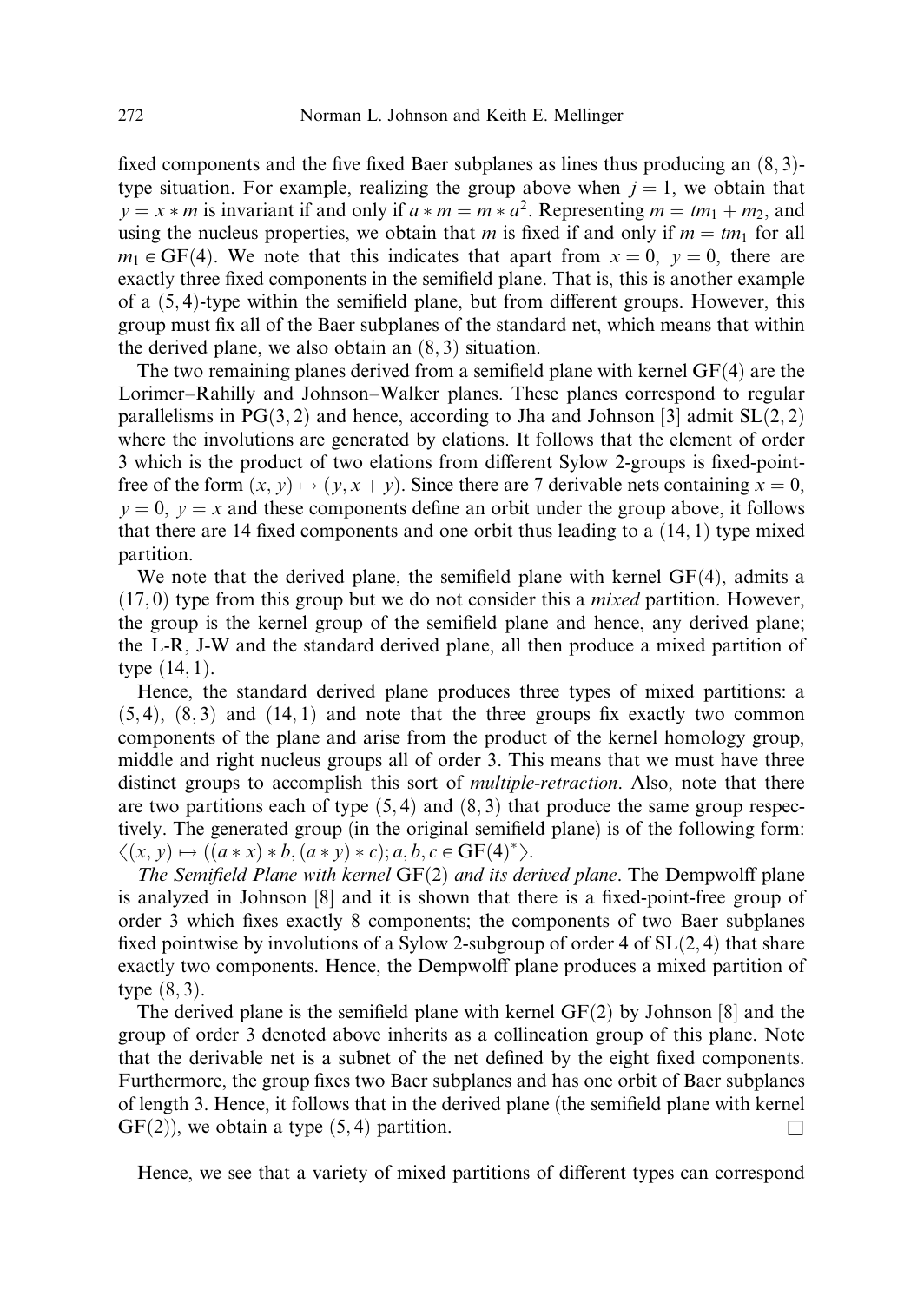fixed components and the five fixed Baer subplanes as lines thus producing an $(8,3)$-type situation. For example, realizing the group above when $j=1$, we obtain that $y = x * m$ is invariant if and only if $a * m = m * a^2$. Representing $m = tm_1 + m_2$, and using the nucleus properties, we obtain that $m$ is fixed if and only if $m = tm_1$ for all $m_1 \in GF(4)$. We note that this indicates that apart from $x = 0$, $y = 0$, there are exactly three fixed components in the semifield plane. That is, this is another example of a $(5,4)$-type within the semifield plane, but from different groups. However, this group must fix all of the Baer subplanes of the standard net, which means that within the derived plane, we also obtain an $(8,3)$ situation.

The two remaining planes derived from a semifield plane with kernel $GF(4)$ are the Lorimer–Rahilly and Johnson–Walker planes. These planes correspond to regular parallelisms in $PG(3,2)$ and hence, according to Jha and Johnson [3] admit $SL(2,2)$ where the involutions are generated by elations. It follows that the element of order 3 which is the product of two elations from different Sylow 2-groups is fixed-point-free of the form $(x,y) \mapsto (y, x+y)$. Since there are 7 derivable nets containing $x = 0$, $y = 0$, $y = x$ and these components define an orbit under the group above, it follows that there are 14 fixed components and one orbit thus leading to a $(14,1)$ type mixed partition.

We note that the derived plane, the semifield plane with kernel $GF(4)$, admits a $(17,0)$ type from this group but we do not consider this a *mixed* partition. However, the group is the kernel group of the semifield plane and hence, any derived plane; the L-R, J-W and the standard derived plane, all then produce a mixed partition of type $(14,1)$.

Hence, the standard derived plane produces three types of mixed partitions: a $(5,4)$, $(8,3)$ and $(14,1)$ and note that the three groups fix exactly two common components of the plane and arise from the product of the kernel homology group, middle and right nucleus groups all of order 3. This means that we must have three distinct groups to accomplish this sort of *multiple-retraction*. Also, note that there are two partitions each of type $(5,4)$ and $(8,3)$ that produce the same group respectively. The generated group (in the original semifield plane) is of the following form: $\langle (x,y) \mapsto ((a*x)*b, (a*y)*c); a,b,c \in GF(4)^* \rangle$.

*The Semifield Plane with kernel* $GF(2)$ *and its derived plane*. The Dempwolff plane is analyzed in Johnson [8] and it is shown that there is a fixed-point-free group of order 3 which fixes exactly 8 components; the components of two Baer subplanes fixed pointwise by involutions of a Sylow 2-subgroup of order 4 of $SL(2,4)$ that share exactly two components. Hence, the Dempwolff plane produces a mixed partition of type $(8,3)$.

The derived plane is the semifield plane with kernel $GF(2)$ by Johnson [8] and the group of order 3 denoted above inherits as a collineation group of this plane. Note that the derivable net is a subnet of the net defined by the eight fixed components. Furthermore, the group fixes two Baer subplanes and has one orbit of Baer subplanes of length 3. Hence, it follows that in the derived plane (the semifield plane with kernel $GF(2)$), we obtain a type $(5,4)$ partition. □

Hence, we see that a variety of mixed partitions of different types can correspond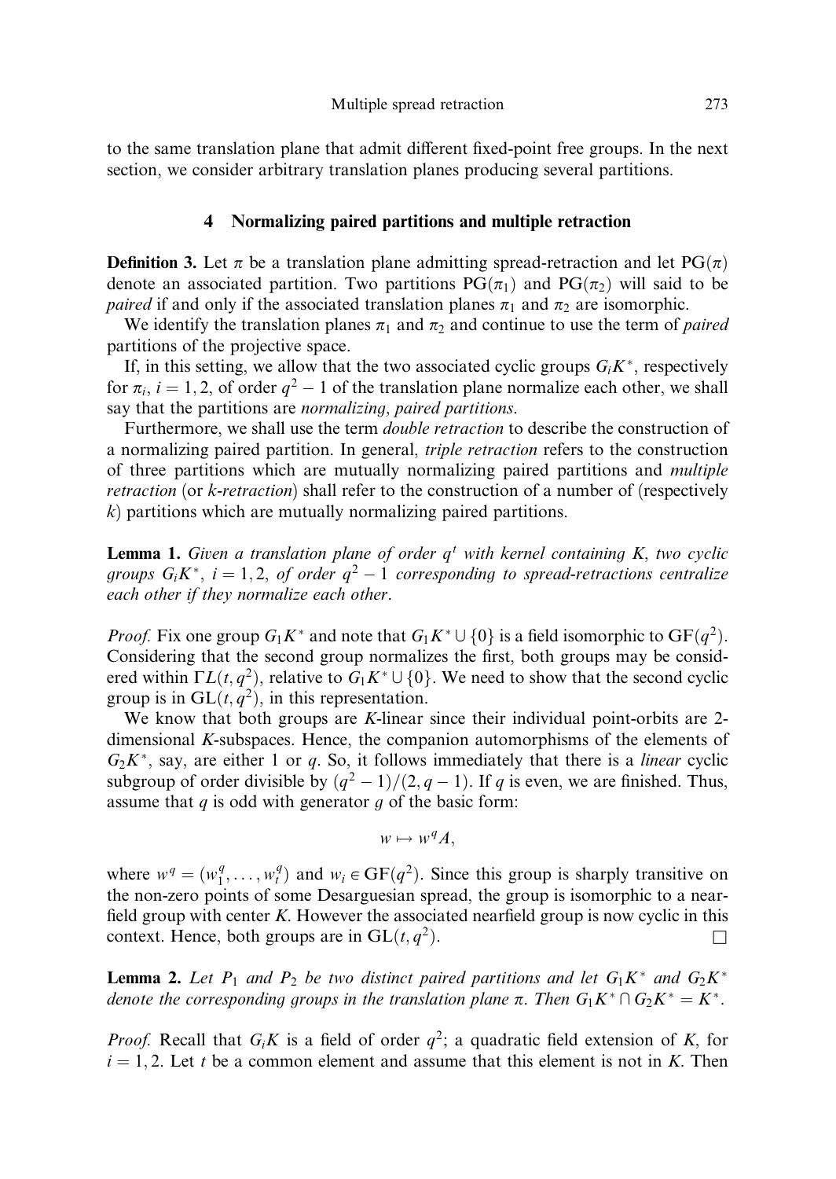to the same translation plane that admit different fixed-point free groups. In the next section, we consider arbitrary translation planes producing several partitions.

## 4 Normalizing paired partitions and multiple retraction

**Definition 3.** Let $\pi$ be a translation plane admitting spread-retraction and let $\mathrm{PG}(\pi)$ denote an associated partition. Two partitions $\mathrm{PG}(\pi_1)$ and $\mathrm{PG}(\pi_2)$ will said to be *paired* if and only if the associated translation planes $\pi_1$ and $\pi_2$ are isomorphic.

We identify the translation planes $\pi_1$ and $\pi_2$ and continue to use the term of *paired* partitions of the projective space.

If, in this setting, we allow that the two associated cyclic groups $G_iK^*$, respectively for $\pi_i$, $i = 1, 2$, of order $q^2 - 1$ of the translation plane normalize each other, we shall say that the partitions are *normalizing, paired partitions*.

Furthermore, we shall use the term *double retraction* to describe the construction of a normalizing paired partition. In general, *triple retraction* refers to the construction of three partitions which are mutually normalizing paired partitions and *multiple retraction* (or *k-retraction*) shall refer to the construction of a number of (respectively $k$) partitions which are mutually normalizing paired partitions.

**Lemma 1.** *Given a translation plane of order $q^t$ with kernel containing $K$, two cyclic groups $G_iK^*$, $i = 1, 2$, of order $q^2 - 1$ corresponding to spread-retractions centralize each other if they normalize each other.*

*Proof.* Fix one group $G_1K^*$ and note that $G_1K^* \cup \{0\}$ is a field isomorphic to $\mathrm{GF}(q^2)$. Considering that the second group normalizes the first, both groups may be considered within $\Gamma L(t, q^2)$, relative to $G_1K^* \cup \{0\}$. We need to show that the second cyclic group is in $\mathrm{GL}(t, q^2)$, in this representation.

We know that both groups are $K$-linear since their individual point-orbits are 2-dimensional $K$-subspaces. Hence, the companion automorphisms of the elements of $G_2K^*$, say, are either 1 or $q$. So, it follows immediately that there is a *linear* cyclic subgroup of order divisible by $(q^2 - 1)/(2, q - 1)$. If $q$ is even, we are finished. Thus, assume that $q$ is odd with generator $g$ of the basic form:

$$w \mapsto w^q A,$$

where $w^q = (w_1^q, \ldots, w_t^q)$ and $w_i \in \mathrm{GF}(q^2)$. Since this group is sharply transitive on the non-zero points of some Desarguesian spread, the group is isomorphic to a nearfield group with center $K$. However the associated nearfield group is now cyclic in this context. Hence, both groups are in $\mathrm{GL}(t, q^2)$. $\square$

**Lemma 2.** *Let $P_1$ and $P_2$ be two distinct paired partitions and let $G_1K^*$ and $G_2K^*$ denote the corresponding groups in the translation plane $\pi$. Then $G_1K^* \cap G_2K^* = K^*$.*

*Proof.* Recall that $G_iK$ is a field of order $q^2$; a quadratic field extension of $K$, for $i = 1, 2$. Let $t$ be a common element and assume that this element is not in $K$. Then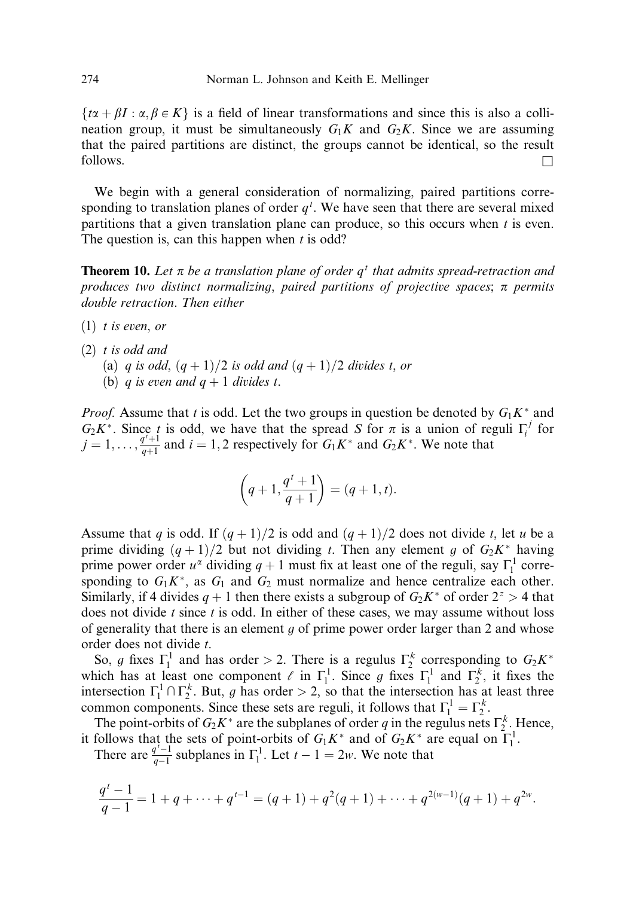$\{t\alpha + \beta I : \alpha, \beta \in K\}$ is a field of linear transformations and since this is also a collineation group, it must be simultaneously $G_1K$ and $G_2K$. Since we are assuming that the paired partitions are distinct, the groups cannot be identical, so the result follows. □

We begin with a general consideration of normalizing, paired partitions corresponding to translation planes of order $q^t$. We have seen that there are several mixed partitions that a given translation plane can produce, so this occurs when $t$ is even. The question is, can this happen when $t$ is odd?

**Theorem 10.** *Let $\pi$ be a translation plane of order $q^t$ that admits spread-retraction and produces two distinct normalizing, paired partitions of projective spaces; $\pi$ permits double retraction. Then either*

(1) *$t$ is even, or*

(2) *$t$ is odd and*
  (a) *$q$ is odd, $(q+1)/2$ is odd and $(q+1)/2$ divides $t$, or*
  (b) *$q$ is even and $q+1$ divides $t$.*

*Proof.* Assume that $t$ is odd. Let the two groups in question be denoted by $G_1K^*$ and $G_2K^*$. Since $t$ is odd, we have that the spread $S$ for $\pi$ is a union of reguli $\Gamma_i^j$ for $j = 1, \ldots, \frac{q^t+1}{q+1}$ and $i = 1, 2$ respectively for $G_1K^*$ and $G_2K^*$. We note that

$$\left(q+1, \frac{q^t+1}{q+1}\right) = (q+1, t).$$

Assume that $q$ is odd. If $(q+1)/2$ is odd and $(q+1)/2$ does not divide $t$, let $u$ be a prime dividing $(q+1)/2$ but not dividing $t$. Then any element $g$ of $G_2K^*$ having prime power order $u^\alpha$ dividing $q+1$ must fix at least one of the reguli, say $\Gamma_1^1$ corresponding to $G_1K^*$, as $G_1$ and $G_2$ must normalize and hence centralize each other. Similarly, if 4 divides $q+1$ then there exists a subgroup of $G_2K^*$ of order $2^z > 4$ that does not divide $t$ since $t$ is odd. In either of these cases, we may assume without loss of generality that there is an element $g$ of prime power order larger than 2 and whose order does not divide $t$.

So, $g$ fixes $\Gamma_1^1$ and has order $> 2$. There is a regulus $\Gamma_2^k$ corresponding to $G_2K^*$ which has at least one component $\ell$ in $\Gamma_1^1$. Since $g$ fixes $\Gamma_1^1$ and $\Gamma_2^k$, it fixes the intersection $\Gamma_1^1 \cap \Gamma_2^k$. But, $g$ has order $> 2$, so that the intersection has at least three common components. Since these sets are reguli, it follows that $\Gamma_1^1 = \Gamma_2^k$.

The point-orbits of $G_2K^*$ are the subplanes of order $q$ in the regulus nets $\Gamma_2^k$. Hence, it follows that the sets of point-orbits of $G_1K^*$ and of $G_2K^*$ are equal on $\Gamma_1^1$.

There are $\frac{q^t-1}{q-1}$ subplanes in $\Gamma_1^1$. Let $t-1 = 2w$. We note that

$$\frac{q^t-1}{q-1} = 1 + q + \cdots + q^{t-1} = (q+1) + q^2(q+1) + \cdots + q^{2(w-1)}(q+1) + q^{2w}.$$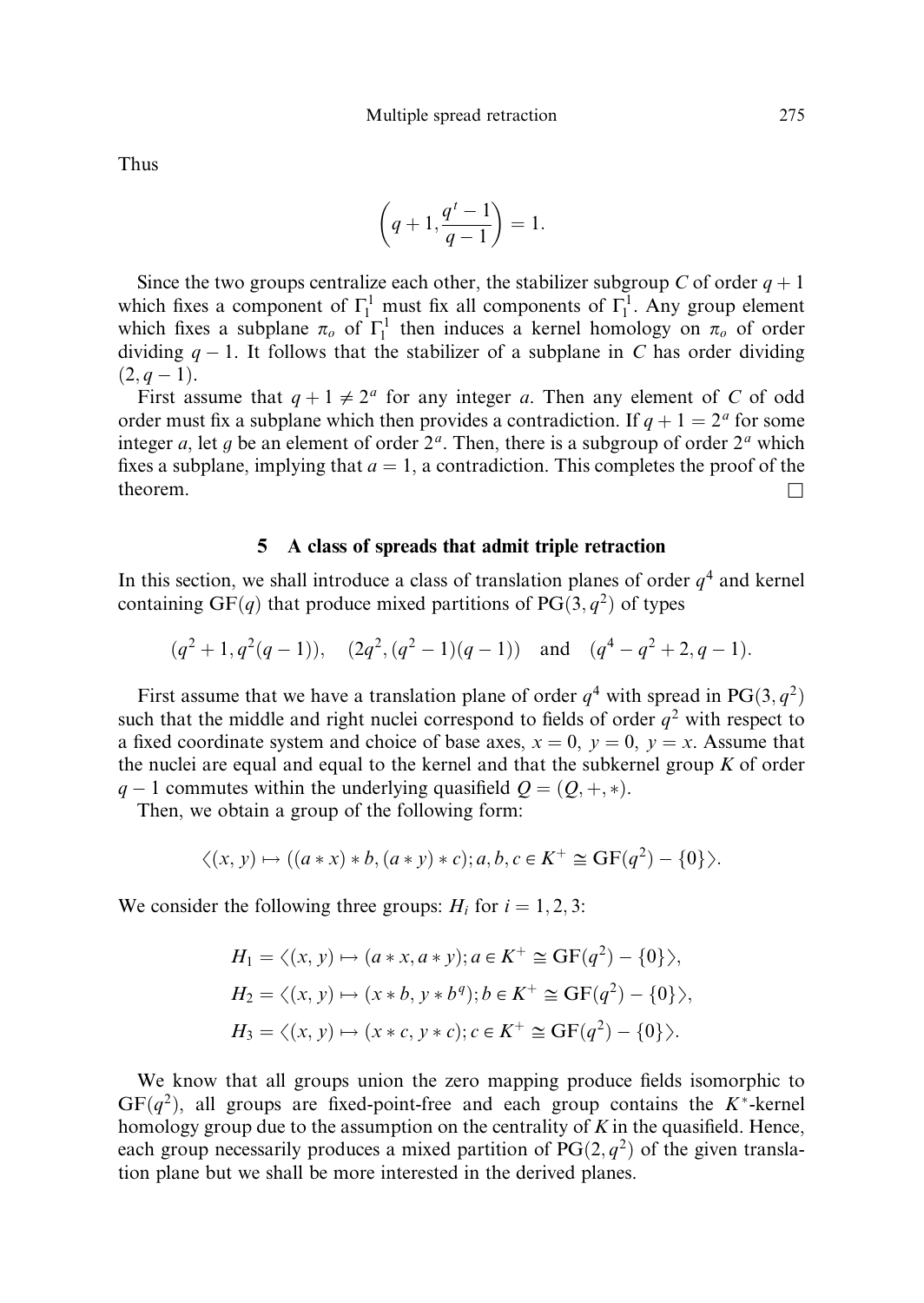Thus

$$\left(q+1, \frac{q^t-1}{q-1}\right) = 1.$$

Since the two groups centralize each other, the stabilizer subgroup $C$ of order $q+1$ which fixes a component of $\Gamma_1^1$ must fix all components of $\Gamma_1^1$. Any group element which fixes a subplane $\pi_o$ of $\Gamma_1^1$ then induces a kernel homology on $\pi_o$ of order dividing $q-1$. It follows that the stabilizer of a subplane in $C$ has order dividing $(2, q-1)$.

First assume that $q+1 \neq 2^a$ for any integer $a$. Then any element of $C$ of odd order must fix a subplane which then provides a contradiction. If $q+1 = 2^a$ for some integer $a$, let $g$ be an element of order $2^a$. Then, there is a subgroup of order $2^a$ which fixes a subplane, implying that $a = 1$, a contradiction. This completes the proof of the theorem. □

## 5 A class of spreads that admit triple retraction

In this section, we shall introduce a class of translation planes of order $q^4$ and kernel containing $\mathrm{GF}(q)$ that produce mixed partitions of $\mathrm{PG}(3, q^2)$ of types

$$(q^2+1, q^2(q-1)), \quad (2q^2, (q^2-1)(q-1)) \quad \text{and} \quad (q^4-q^2+2, q-1).$$

First assume that we have a translation plane of order $q^4$ with spread in $\mathrm{PG}(3, q^2)$ such that the middle and right nuclei correspond to fields of order $q^2$ with respect to a fixed coordinate system and choice of base axes, $x = 0$, $y = 0$, $y = x$. Assume that the nuclei are equal and equal to the kernel and that the subkernel group $K$ of order $q-1$ commutes within the underlying quasifield $Q = (Q, +, *)$.

Then, we obtain a group of the following form:

$$\langle (x, y) \mapsto ((a * x) * b, (a * y) * c); a, b, c \in K^+ \cong \mathrm{GF}(q^2) - \{0\} \rangle.$$

We consider the following three groups: $H_i$ for $i = 1, 2, 3$:

$$H_1 = \langle (x, y) \mapsto (a * x, a * y); a \in K^+ \cong \mathrm{GF}(q^2) - \{0\} \rangle,$$
$$H_2 = \langle (x, y) \mapsto (x * b, y * b^q); b \in K^+ \cong \mathrm{GF}(q^2) - \{0\} \rangle,$$
$$H_3 = \langle (x, y) \mapsto (x * c, y * c); c \in K^+ \cong \mathrm{GF}(q^2) - \{0\} \rangle.$$

We know that all groups union the zero mapping produce fields isomorphic to $\mathrm{GF}(q^2)$, all groups are fixed-point-free and each group contains the $K^*$-kernel homology group due to the assumption on the centrality of $K$ in the quasifield. Hence, each group necessarily produces a mixed partition of $\mathrm{PG}(2, q^2)$ of the given translation plane but we shall be more interested in the derived planes.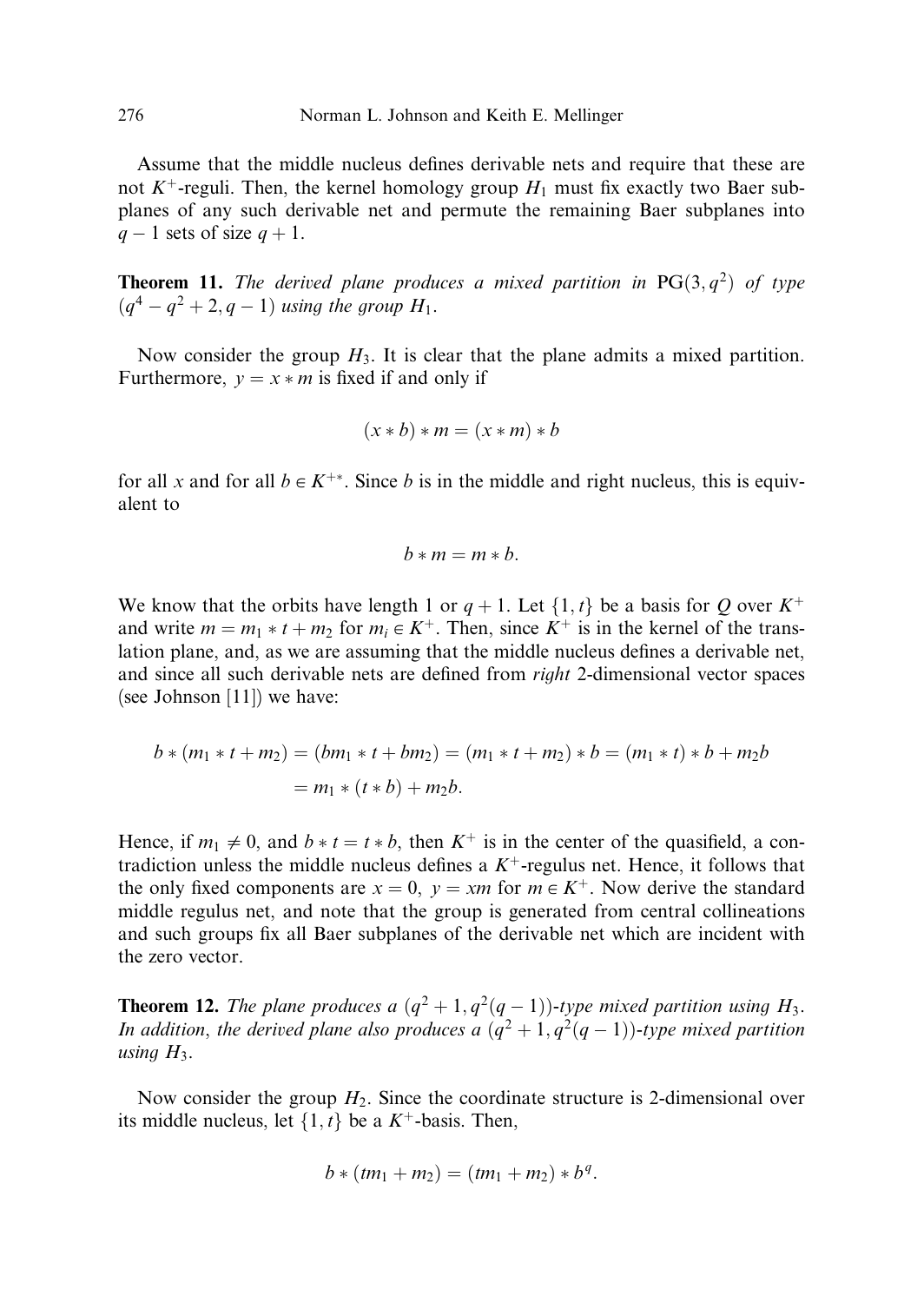Assume that the middle nucleus defines derivable nets and require that these are not $K^+$-reguli. Then, the kernel homology group $H_1$ must fix exactly two Baer subplanes of any such derivable net and permute the remaining Baer subplanes into $q-1$ sets of size $q+1$.

**Theorem 11.** *The derived plane produces a mixed partition in* $\mathrm{PG}(3,q^2)$ *of type* $(q^4-q^2+2, q-1)$ *using the group* $H_1$.

Now consider the group $H_3$. It is clear that the plane admits a mixed partition. Furthermore, $y = x * m$ is fixed if and only if

$$(x * b) * m = (x * m) * b$$

for all $x$ and for all $b \in K^{+*}$. Since $b$ is in the middle and right nucleus, this is equivalent to

$$b * m = m * b.$$

We know that the orbits have length 1 or $q+1$. Let $\{1, t\}$ be a basis for $Q$ over $K^+$ and write $m = m_1 * t + m_2$ for $m_i \in K^+$. Then, since $K^+$ is in the kernel of the translation plane, and, as we are assuming that the middle nucleus defines a derivable net, and since all such derivable nets are defined from *right* 2-dimensional vector spaces (see Johnson [11]) we have:

$$\begin{aligned} b * (m_1 * t + m_2) = (bm_1 * t + bm_2) = (m_1 * t + m_2) * b = (m_1 * t) * b + m_2 b \\ = m_1 * (t * b) + m_2 b. \end{aligned}$$

Hence, if $m_1 \neq 0$, and $b * t = t * b$, then $K^+$ is in the center of the quasifield, a contradiction unless the middle nucleus defines a $K^+$-regulus net. Hence, it follows that the only fixed components are $x = 0$, $y = xm$ for $m \in K^+$. Now derive the standard middle regulus net, and note that the group is generated from central collineations and such groups fix all Baer subplanes of the derivable net which are incident with the zero vector.

**Theorem 12.** *The plane produces a* $(q^2+1, q^2(q-1))$*-type mixed partition using* $H_3$. *In addition, the derived plane also produces a* $(q^2+1, q^2(q-1))$*-type mixed partition using* $H_3$.

Now consider the group $H_2$. Since the coordinate structure is 2-dimensional over its middle nucleus, let $\{1, t\}$ be a $K^+$-basis. Then,

$$b * (tm_1 + m_2) = (tm_1 + m_2) * b^q.$$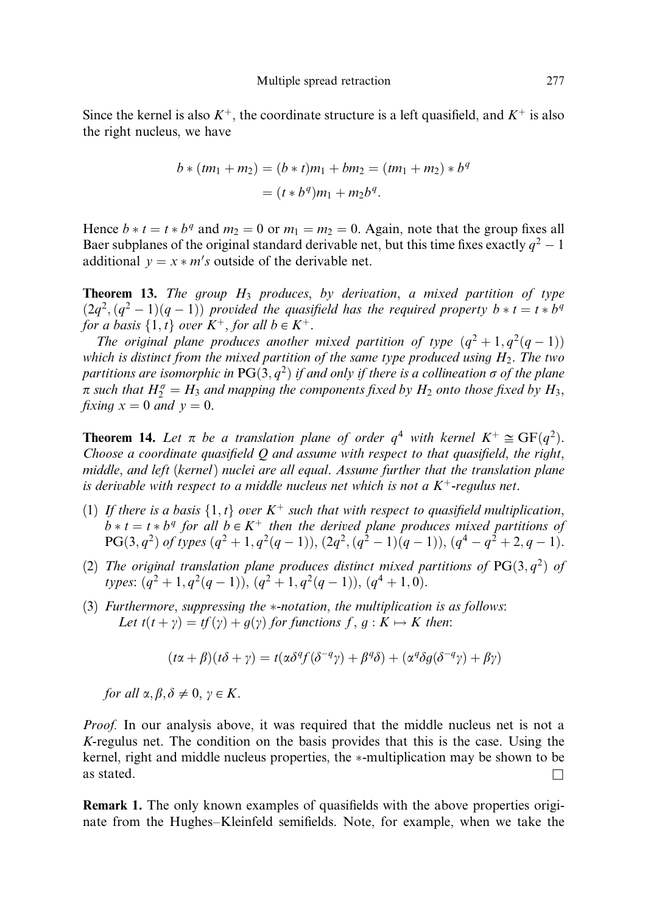Since the kernel is also $K^+$, the coordinate structure is a left quasifield, and $K^+$ is also the right nucleus, we have

$$
\begin{aligned}
b * (tm_1 + m_2) = (b * t)m_1 + bm_2 &= (tm_1 + m_2) * b^q \\
&= (t * b^q)m_1 + m_2 b^q.
\end{aligned}
$$

Hence $b * t = t * b^q$ and $m_2 = 0$ or $m_1 = m_2 = 0$. Again, note that the group fixes all Baer subplanes of the original standard derivable net, but this time fixes exactly $q^2 - 1$ additional $y = x * m's$ outside of the derivable net.

**Theorem 13.** *The group $H_3$ produces, by derivation, a mixed partition of type $(2q^2, (q^2-1)(q-1))$ provided the quasifield has the required property $b * t = t * b^q$ for a basis $\{1, t\}$ over $K^+$, for all $b \in K^+$.*

*The original plane produces another mixed partition of type $(q^2+1, q^2(q-1))$ which is distinct from the mixed partition of the same type produced using $H_2$. The two partitions are isomorphic in $\mathrm{PG}(3, q^2)$ if and only if there is a collineation $\sigma$ of the plane $\pi$ such that $H_2^\sigma = H_3$ and mapping the components fixed by $H_2$ onto those fixed by $H_3$, fixing $x = 0$ and $y = 0$.*

**Theorem 14.** *Let $\pi$ be a translation plane of order $q^4$ with kernel $K^+ \cong \mathrm{GF}(q^2)$. Choose a coordinate quasifield $Q$ and assume with respect to that quasifield, the right, middle, and left (kernel) nuclei are all equal. Assume further that the translation plane is derivable with respect to a middle nucleus net which is not a $K^+$-regulus net.*

1. *If there is a basis $\{1, t\}$ over $K^+$ such that with respect to quasifield multiplication, $b * t = t * b^q$ for all $b \in K^+$ then the derived plane produces mixed partitions of $\mathrm{PG}(3, q^2)$ of types $(q^2+1, q^2(q-1))$, $(2q^2, (q^2-1)(q-1))$, $(q^4 - q^2 + 2, q-1)$.*
2. *The original translation plane produces distinct mixed partitions of $\mathrm{PG}(3, q^2)$ of types: $(q^2+1, q^2(q-1))$, $(q^2+1, q^2(q-1))$, $(q^4+1, 0)$.*
3. *Furthermore, suppressing the $*$-notation, the multiplication is as follows:*
   *Let $t(t+\gamma) = tf(\gamma) + g(\gamma)$ for functions $f, g : K \mapsto K$ then:*

$$
(t\alpha + \beta)(t\delta + \gamma) = t(\alpha\delta^q f(\delta^{-q}\gamma) + \beta^q\delta) + (\alpha^q\delta g(\delta^{-q}\gamma) + \beta\gamma)
$$

*for all $\alpha, \beta, \delta \neq 0$, $\gamma \in K$.*

*Proof.* In our analysis above, it was required that the middle nucleus net is not a $K$-regulus net. The condition on the basis provides that this is the case. Using the kernel, right and middle nucleus properties, the $*$-multiplication may be shown to be as stated. $\square$

**Remark 1.** The only known examples of quasifields with the above properties originate from the Hughes–Kleinfeld semifields. Note, for example, when we take the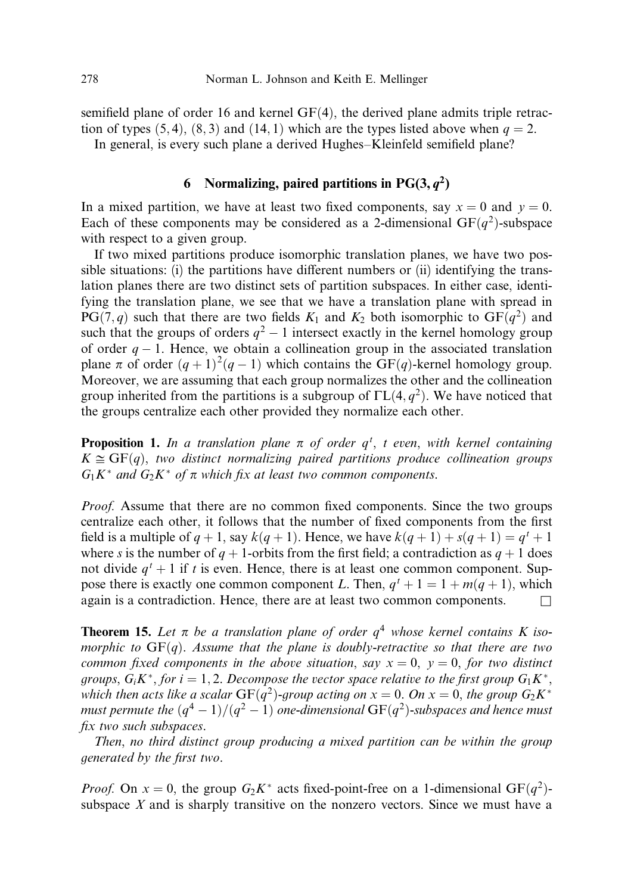semifield plane of order 16 and kernel $\mathrm{GF}(4)$, the derived plane admits triple retraction of types $(5,4)$, $(8,3)$ and $(14,1)$ which are the types listed above when $q=2$.

In general, is every such plane a derived Hughes–Kleinfeld semifield plane?

## 6 Normalizing, paired partitions in $\mathrm{PG}(3,q^2)$

In a mixed partition, we have at least two fixed components, say $x=0$ and $y=0$. Each of these components may be considered as a 2-dimensional $\mathrm{GF}(q^2)$-subspace with respect to a given group.

If two mixed partitions produce isomorphic translation planes, we have two possible situations: (i) the partitions have different numbers or (ii) identifying the translation planes there are two distinct sets of partition subspaces. In either case, identifying the translation plane, we see that we have a translation plane with spread in $\mathrm{PG}(7,q)$ such that there are two fields $K_1$ and $K_2$ both isomorphic to $\mathrm{GF}(q^2)$ and such that the groups of orders $q^2-1$ intersect exactly in the kernel homology group of order $q-1$. Hence, we obtain a collineation group in the associated translation plane $\pi$ of order $(q+1)^2(q-1)$ which contains the $\mathrm{GF}(q)$-kernel homology group. Moreover, we are assuming that each group normalizes the other and the collineation group inherited from the partitions is a subgroup of $\Gamma\mathrm{L}(4,q^2)$. We have noticed that the groups centralize each other provided they normalize each other.

**Proposition 1.** *In a translation plane $\pi$ of order $q^t$, $t$ even, with kernel containing $K \cong \mathrm{GF}(q)$, two distinct normalizing paired partitions produce collineation groups $G_1K^*$ and $G_2K^*$ of $\pi$ which fix at least two common components.*

*Proof.* Assume that there are no common fixed components. Since the two groups centralize each other, it follows that the number of fixed components from the first field is a multiple of $q+1$, say $k(q+1)$. Hence, we have $k(q+1)+s(q+1)=q^t+1$ where $s$ is the number of $q+1$-orbits from the first field; a contradiction as $q+1$ does not divide $q^t+1$ if $t$ is even. Hence, there is at least one common component. Suppose there is exactly one common component $L$. Then, $q^t+1=1+m(q+1)$, which again is a contradiction. Hence, there are at least two common components. □

**Theorem 15.** *Let $\pi$ be a translation plane of order $q^4$ whose kernel contains $K$ isomorphic to $\mathrm{GF}(q)$. Assume that the plane is doubly-retractive so that there are two common fixed components in the above situation, say $x=0$, $y=0$, for two distinct groups, $G_iK^*$, for $i=1,2$. Decompose the vector space relative to the first group $G_1K^*$, which then acts like a scalar $\mathrm{GF}(q^2)$-group acting on $x=0$. On $x=0$, the group $G_2K^*$ must permute the $(q^4-1)/(q^2-1)$ one-dimensional $\mathrm{GF}(q^2)$-subspaces and hence must fix two such subspaces.*

*Then, no third distinct group producing a mixed partition can be within the group generated by the first two.*

*Proof.* On $x=0$, the group $G_2K^*$ acts fixed-point-free on a 1-dimensional $\mathrm{GF}(q^2)$-subspace $X$ and is sharply transitive on the nonzero vectors. Since we must have a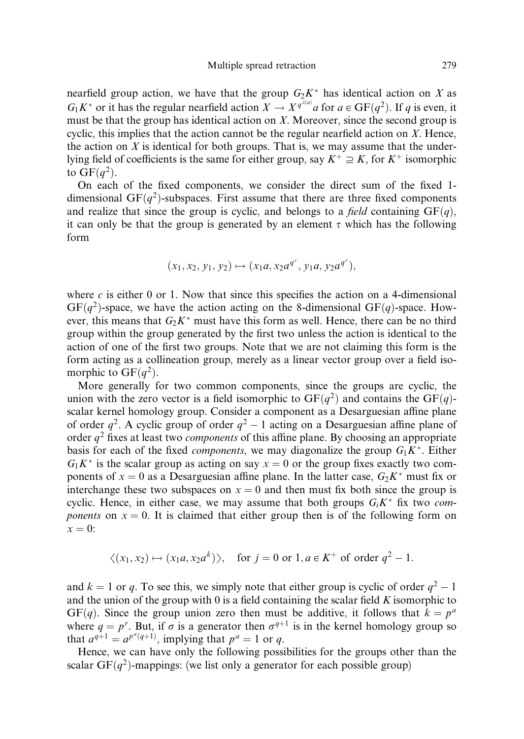nearfield group action, we have that the group $G_2K^*$ has identical action on $X$ as $G_1K^*$ or it has the regular nearfield action $X \to X^{q^{\lambda(a)}}a$ for $a \in \mathrm{GF}(q^2)$. If $q$ is even, it must be that the group has identical action on $X$. Moreover, since the second group is cyclic, this implies that the action cannot be the regular nearfield action on $X$. Hence, the action on $X$ is identical for both groups. That is, we may assume that the underlying field of coefficients is the same for either group, say $K^+ \supseteq K$, for $K^+$ isomorphic to $\mathrm{GF}(q^2)$.

On each of the fixed components, we consider the direct sum of the fixed 1-dimensional $\mathrm{GF}(q^2)$-subspaces. First assume that there are three fixed components and realize that since the group is cyclic, and belongs to a *field* containing $\mathrm{GF}(q)$, it can only be that the group is generated by an element $\tau$ which has the following form

$$(x_1, x_2, y_1, y_2) \mapsto (x_1 a, x_2 a^{q^c}, y_1 a, y_2 a^{q^c}),$$

where $c$ is either 0 or 1. Now that since this specifies the action on a 4-dimensional $\mathrm{GF}(q^2)$-space, we have the action acting on the 8-dimensional $\mathrm{GF}(q)$-space. However, this means that $G_2K^*$ must have this form as well. Hence, there can be no third group within the group generated by the first two unless the action is identical to the action of one of the first two groups. Note that we are not claiming this form is the form acting as a collineation group, merely as a linear vector group over a field isomorphic to $\mathrm{GF}(q^2)$.

More generally for two common components, since the groups are cyclic, the union with the zero vector is a field isomorphic to $\mathrm{GF}(q^2)$ and contains the $\mathrm{GF}(q)$-scalar kernel homology group. Consider a component as a Desarguesian affine plane of order $q^2$. A cyclic group of order $q^2 - 1$ acting on a Desarguesian affine plane of order $q^2$ fixes at least two *components* of this affine plane. By choosing an appropriate basis for each of the fixed *components*, we may diagonalize the group $G_1K^*$. Either $G_1K^*$ is the scalar group as acting on say $x = 0$ or the group fixes exactly two components of $x = 0$ as a Desarguesian affine plane. In the latter case, $G_2K^*$ must fix or interchange these two subspaces on $x = 0$ and then must fix both since the group is cyclic. Hence, in either case, we may assume that both groups $G_iK^*$ fix two *components* on $x = 0$. It is claimed that either group then is of the following form on $x = 0$:

$$\langle (x_1, x_2) \mapsto (x_1 a, x_2 a^k) \rangle, \quad \text{for } j = 0 \text{ or } 1, a \in K^+ \text{ of order } q^2 - 1.$$

and $k = 1$ or $q$. To see this, we simply note that either group is cyclic of order $q^2 - 1$ and the union of the group with 0 is a field containing the scalar field $K$ isomorphic to $\mathrm{GF}(q)$. Since the group union zero then must be additive, it follows that $k = p^a$ where $q = p^r$. But, if $\sigma$ is a generator then $\sigma^{q+1}$ is in the kernel homology group so that $a^{q+1} = a^{p^a(q+1)}$, implying that $p^a = 1$ or $q$.

Hence, we can have only the following possibilities for the groups other than the scalar $\mathrm{GF}(q^2)$-mappings: (we list only a generator for each possible group)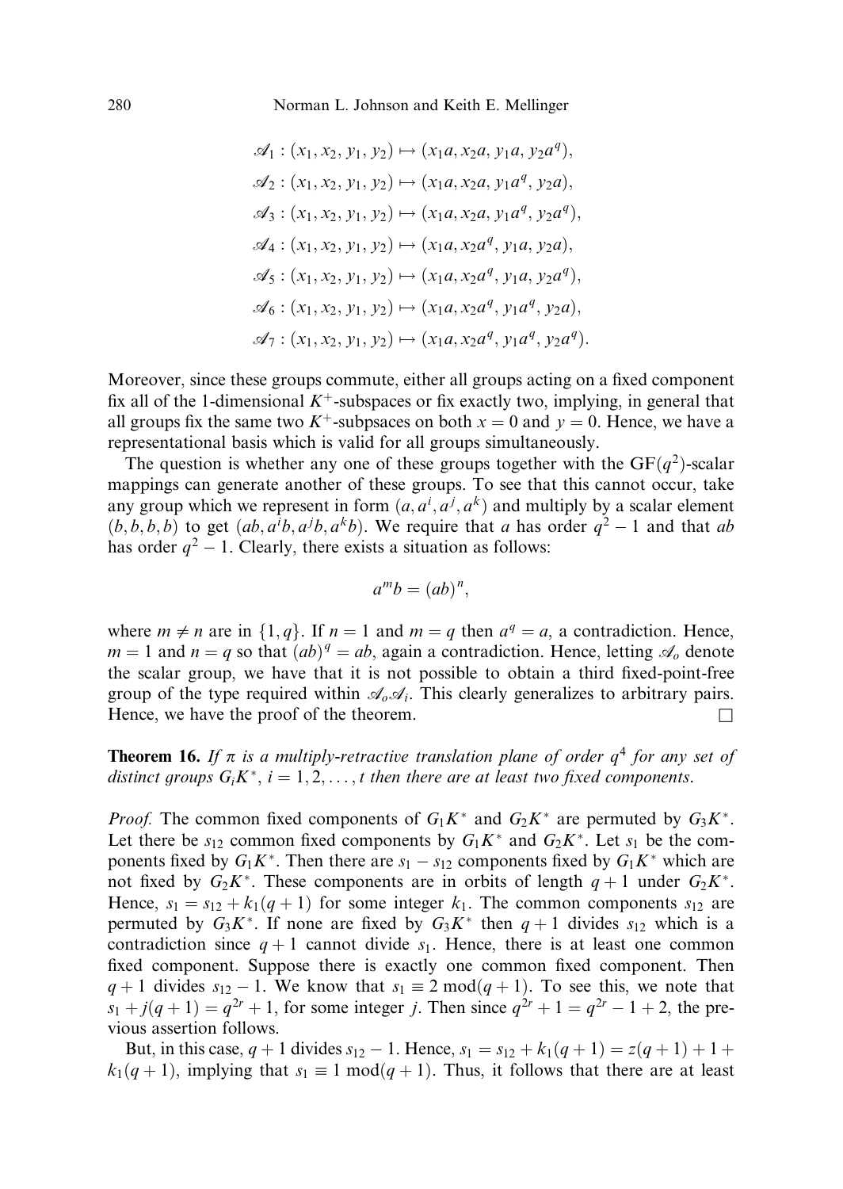$$\mathscr{A}_1 : (x_1, x_2, y_1, y_2) \mapsto (x_1 a, x_2 a, y_1 a, y_2 a^q),$$
$$\mathscr{A}_2 : (x_1, x_2, y_1, y_2) \mapsto (x_1 a, x_2 a, y_1 a^q, y_2 a),$$
$$\mathscr{A}_3 : (x_1, x_2, y_1, y_2) \mapsto (x_1 a, x_2 a, y_1 a^q, y_2 a^q),$$
$$\mathscr{A}_4 : (x_1, x_2, y_1, y_2) \mapsto (x_1 a, x_2 a^q, y_1 a, y_2 a),$$
$$\mathscr{A}_5 : (x_1, x_2, y_1, y_2) \mapsto (x_1 a, x_2 a^q, y_1 a, y_2 a^q),$$
$$\mathscr{A}_6 : (x_1, x_2, y_1, y_2) \mapsto (x_1 a, x_2 a^q, y_1 a^q, y_2 a),$$
$$\mathscr{A}_7 : (x_1, x_2, y_1, y_2) \mapsto (x_1 a, x_2 a^q, y_1 a^q, y_2 a^q).$$

Moreover, since these groups commute, either all groups acting on a fixed component fix all of the 1-dimensional $K^+$-subspaces or fix exactly two, implying, in general that all groups fix the same two $K^+$-subpsaces on both $x = 0$ and $y = 0$. Hence, we have a representational basis which is valid for all groups simultaneously.

The question is whether any one of these groups together with the $\mathrm{GF}(q^2)$-scalar mappings can generate another of these groups. To see that this cannot occur, take any group which we represent in form $(a, a^i, a^j, a^k)$ and multiply by a scalar element $(b, b, b, b)$ to get $(ab, a^i b, a^j b, a^k b)$. We require that $a$ has order $q^2 - 1$ and that $ab$ has order $q^2 - 1$. Clearly, there exists a situation as follows:

$$a^m b = (ab)^n,$$

where $m \neq n$ are in $\{1, q\}$. If $n = 1$ and $m = q$ then $a^q = a$, a contradiction. Hence, $m = 1$ and $n = q$ so that $(ab)^q = ab$, again a contradiction. Hence, letting $\mathscr{A}_o$ denote the scalar group, we have that it is not possible to obtain a third fixed-point-free group of the type required within $\mathscr{A}_o \mathscr{A}_i$. This clearly generalizes to arbitrary pairs. Hence, we have the proof of the theorem. $\square$

**Theorem 16.** *If $\pi$ is a multiply-retractive translation plane of order $q^4$ for any set of distinct groups $G_i K^*$, $i = 1, 2, \ldots, t$ then there are at least two fixed components.*

*Proof.* The common fixed components of $G_1 K^*$ and $G_2 K^*$ are permuted by $G_3 K^*$. Let there be $s_{12}$ common fixed components by $G_1 K^*$ and $G_2 K^*$. Let $s_1$ be the components fixed by $G_1 K^*$. Then there are $s_1 - s_{12}$ components fixed by $G_1 K^*$ which are not fixed by $G_2 K^*$. These components are in orbits of length $q + 1$ under $G_2 K^*$. Hence, $s_1 = s_{12} + k_1(q + 1)$ for some integer $k_1$. The common components $s_{12}$ are permuted by $G_3 K^*$. If none are fixed by $G_3 K^*$ then $q + 1$ divides $s_{12}$ which is a contradiction since $q + 1$ cannot divide $s_1$. Hence, there is at least one common fixed component. Suppose there is exactly one common fixed component. Then $q + 1$ divides $s_{12} - 1$. We know that $s_1 \equiv 2 \bmod (q + 1)$. To see this, we note that $s_1 + j(q + 1) = q^{2r} + 1$, for some integer $j$. Then since $q^{2r} + 1 = q^{2r} - 1 + 2$, the previous assertion follows.

But, in this case, $q + 1$ divides $s_{12} - 1$. Hence, $s_1 = s_{12} + k_1(q + 1) = z(q + 1) + 1 + k_1(q + 1)$, implying that $s_1 \equiv 1 \bmod (q + 1)$. Thus, it follows that there are at least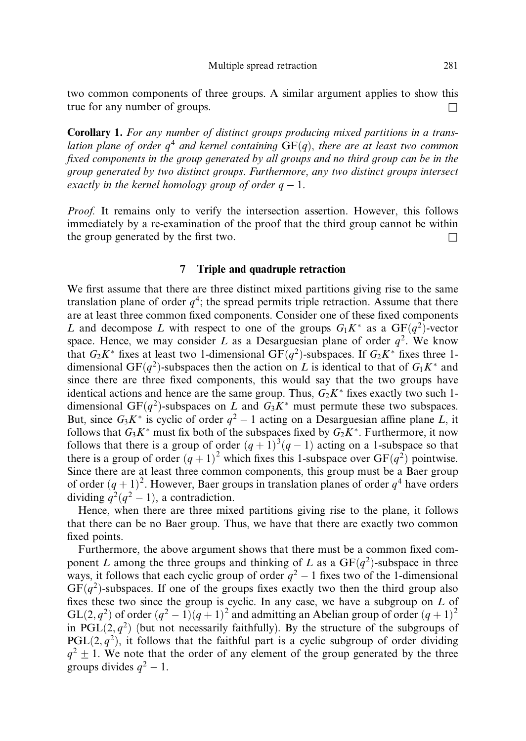two common components of three groups. A similar argument applies to show this true for any number of groups. □

**Corollary 1.** *For any number of distinct groups producing mixed partitions in a translation plane of order $q^4$ and kernel containing $\mathrm{GF}(q)$, there are at least two common fixed components in the group generated by all groups and no third group can be in the group generated by two distinct groups. Furthermore, any two distinct groups intersect exactly in the kernel homology group of order $q-1$.*

*Proof.* It remains only to verify the intersection assertion. However, this follows immediately by a re-examination of the proof that the third group cannot be within the group generated by the first two. □

## 7 Triple and quadruple retraction

We first assume that there are three distinct mixed partitions giving rise to the same translation plane of order $q^4$; the spread permits triple retraction. Assume that there are at least three common fixed components. Consider one of these fixed components $L$ and decompose $L$ with respect to one of the groups $G_1K^*$ as a $\mathrm{GF}(q^2)$-vector space. Hence, we may consider $L$ as a Desarguesian plane of order $q^2$. We know that $G_2K^*$ fixes at least two 1-dimensional $\mathrm{GF}(q^2)$-subspaces. If $G_2K^*$ fixes three 1-dimensional $\mathrm{GF}(q^2)$-subspaces then the action on $L$ is identical to that of $G_1K^*$ and since there are three fixed components, this would say that the two groups have identical actions and hence are the same group. Thus, $G_2K^*$ fixes exactly two such 1-dimensional $\mathrm{GF}(q^2)$-subspaces on $L$ and $G_3K^*$ must permute these two subspaces. But, since $G_3K^*$ is cyclic of order $q^2-1$ acting on a Desarguesian affine plane $L$, it follows that $G_3K^*$ must fix both of the subspaces fixed by $G_2K^*$. Furthermore, it now follows that there is a group of order $(q+1)^3(q-1)$ acting on a 1-subspace so that there is a group of order $(q+1)^2$ which fixes this 1-subspace over $\mathrm{GF}(q^2)$ pointwise. Since there are at least three common components, this group must be a Baer group of order $(q+1)^2$. However, Baer groups in translation planes of order $q^4$ have orders dividing $q^2(q^2-1)$, a contradiction.

Hence, when there are three mixed partitions giving rise to the plane, it follows that there can be no Baer group. Thus, we have that there are exactly two common fixed points.

Furthermore, the above argument shows that there must be a common fixed component $L$ among the three groups and thinking of $L$ as a $\mathrm{GF}(q^2)$-subspace in three ways, it follows that each cyclic group of order $q^2-1$ fixes two of the 1-dimensional $\mathrm{GF}(q^2)$-subspaces. If one of the groups fixes exactly two then the third group also fixes these two since the group is cyclic. In any case, we have a subgroup on $L$ of $\mathrm{GL}(2,q^2)$ of order $(q^2-1)(q+1)^2$ and admitting an Abelian group of order $(q+1)^2$ in $\mathrm{PGL}(2,q^2)$ (but not necessarily faithfully). By the structure of the subgroups of $\mathrm{PGL}(2,q^2)$, it follows that the faithful part is a cyclic subgroup of order dividing $q^2 \pm 1$. We note that the order of any element of the group generated by the three groups divides $q^2-1$.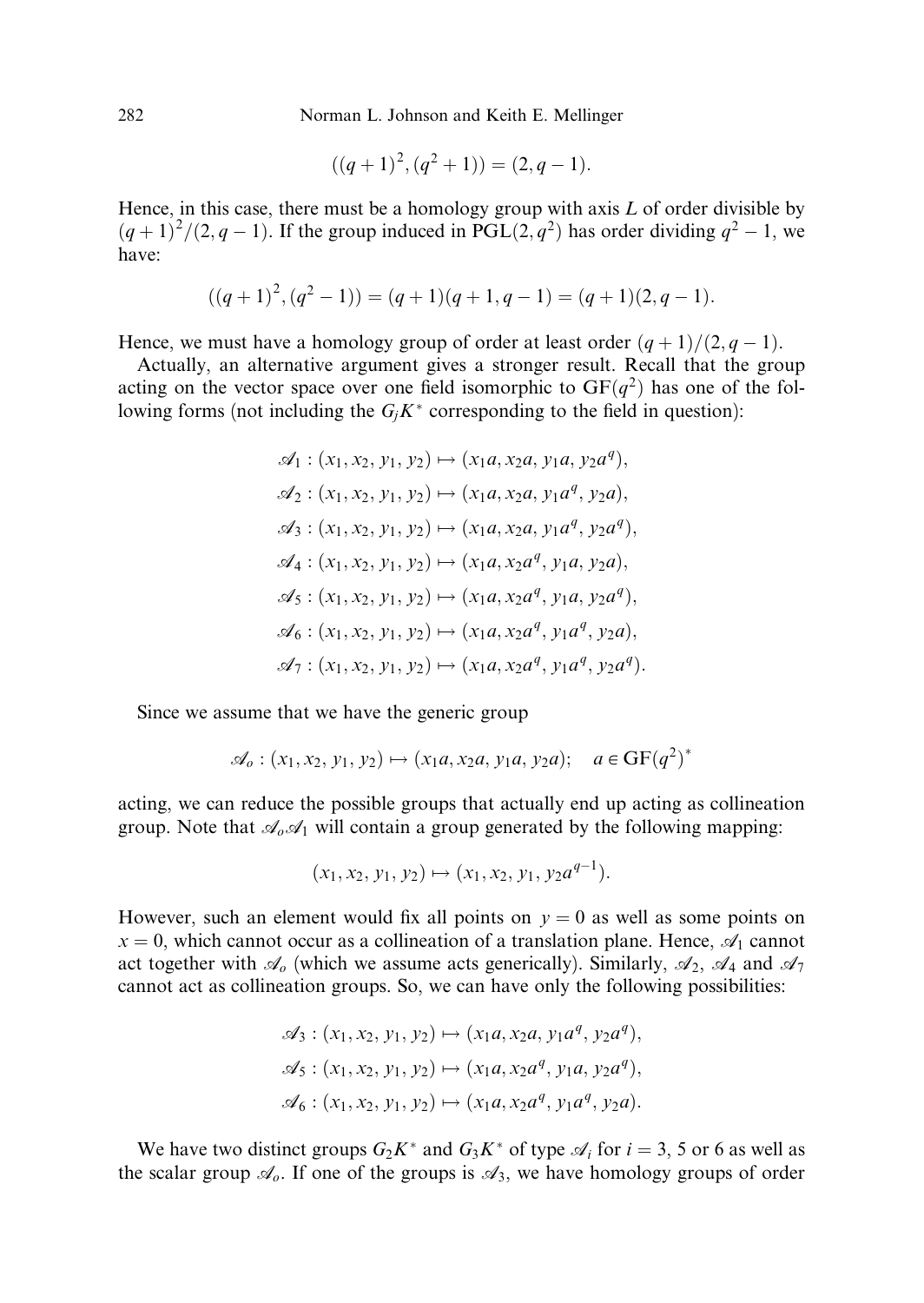$$((q+1)^2, (q^2+1)) = (2, q-1).$$

Hence, in this case, there must be a homology group with axis $L$ of order divisible by $(q+1)^2/(2, q-1)$. If the group induced in $\mathrm{PGL}(2, q^2)$ has order dividing $q^2-1$, we have:

$$((q+1)^2, (q^2-1)) = (q+1)(q+1, q-1) = (q+1)(2, q-1).$$

Hence, we must have a homology group of order at least order $(q+1)/(2, q-1)$.

Actually, an alternative argument gives a stronger result. Recall that the group acting on the vector space over one field isomorphic to $\mathrm{GF}(q^2)$ has one of the following forms (not including the $G_j K^*$ corresponding to the field in question):

$$\begin{aligned}
\mathscr{A}_1 &: (x_1, x_2, y_1, y_2) \mapsto (x_1 a, x_2 a, y_1 a, y_2 a^q),\\
\mathscr{A}_2 &: (x_1, x_2, y_1, y_2) \mapsto (x_1 a, x_2 a, y_1 a^q, y_2 a),\\
\mathscr{A}_3 &: (x_1, x_2, y_1, y_2) \mapsto (x_1 a, x_2 a, y_1 a^q, y_2 a^q),\\
\mathscr{A}_4 &: (x_1, x_2, y_1, y_2) \mapsto (x_1 a, x_2 a^q, y_1 a, y_2 a),\\
\mathscr{A}_5 &: (x_1, x_2, y_1, y_2) \mapsto (x_1 a, x_2 a^q, y_1 a, y_2 a^q),\\
\mathscr{A}_6 &: (x_1, x_2, y_1, y_2) \mapsto (x_1 a, x_2 a^q, y_1 a^q, y_2 a),\\
\mathscr{A}_7 &: (x_1, x_2, y_1, y_2) \mapsto (x_1 a, x_2 a^q, y_1 a^q, y_2 a^q).
\end{aligned}$$

Since we assume that we have the generic group

$$\mathscr{A}_o : (x_1, x_2, y_1, y_2) \mapsto (x_1 a, x_2 a, y_1 a, y_2 a); \quad a \in \mathrm{GF}(q^2)^*$$

acting, we can reduce the possible groups that actually end up acting as collineation group. Note that $\mathscr{A}_o \mathscr{A}_1$ will contain a group generated by the following mapping:

$$(x_1, x_2, y_1, y_2) \mapsto (x_1, x_2, y_1, y_2 a^{q-1}).$$

However, such an element would fix all points on $y = 0$ as well as some points on $x = 0$, which cannot occur as a collineation of a translation plane. Hence, $\mathscr{A}_1$ cannot act together with $\mathscr{A}_o$ (which we assume acts generically). Similarly, $\mathscr{A}_2$, $\mathscr{A}_4$ and $\mathscr{A}_7$ cannot act as collineation groups. So, we can have only the following possibilities:

$$\begin{aligned}
\mathscr{A}_3 &: (x_1, x_2, y_1, y_2) \mapsto (x_1 a, x_2 a, y_1 a^q, y_2 a^q),\\
\mathscr{A}_5 &: (x_1, x_2, y_1, y_2) \mapsto (x_1 a, x_2 a^q, y_1 a, y_2 a^q),\\
\mathscr{A}_6 &: (x_1, x_2, y_1, y_2) \mapsto (x_1 a, x_2 a^q, y_1 a^q, y_2 a).
\end{aligned}$$

We have two distinct groups $G_2 K^*$ and $G_3 K^*$ of type $\mathscr{A}_i$ for $i = 3$, 5 or 6 as well as the scalar group $\mathscr{A}_o$. If one of the groups is $\mathscr{A}_3$, we have homology groups of order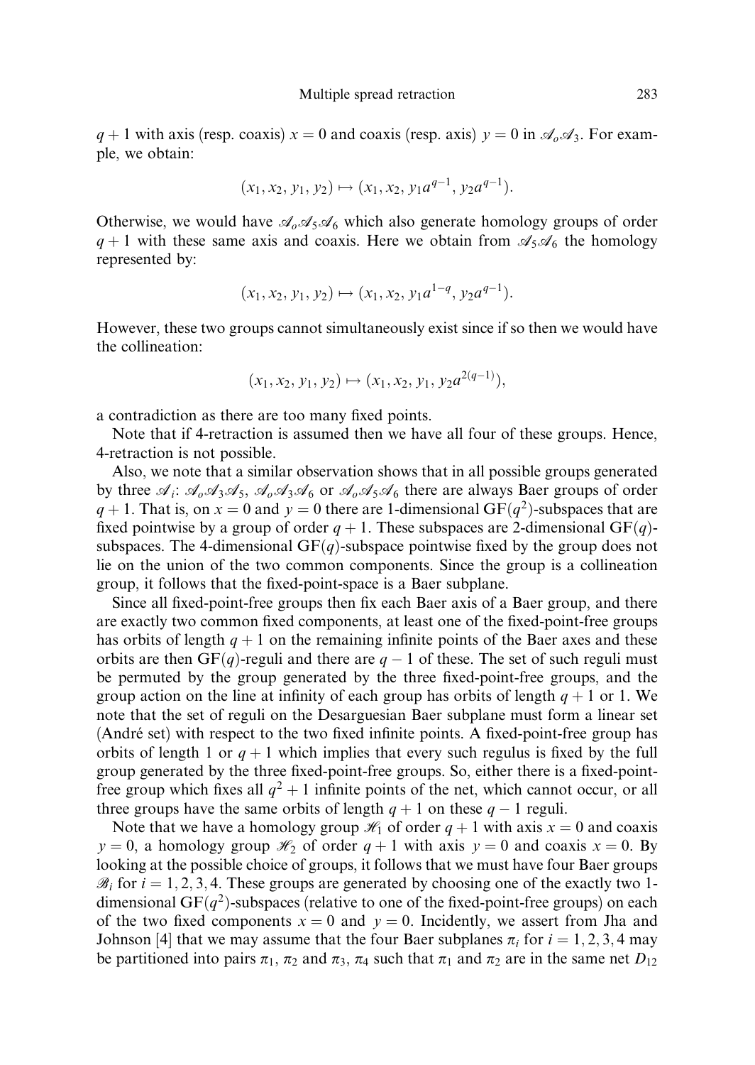$q+1$ with axis (resp. coaxis) $x=0$ and coaxis (resp. axis) $y=0$ in $\mathscr{A}_o\mathscr{A}_3$. For example, we obtain:

$$(x_1, x_2, y_1, y_2) \mapsto (x_1, x_2, y_1 a^{q-1}, y_2 a^{q-1}).$$

Otherwise, we would have $\mathscr{A}_o\mathscr{A}_5\mathscr{A}_6$ which also generate homology groups of order $q+1$ with these same axis and coaxis. Here we obtain from $\mathscr{A}_5\mathscr{A}_6$ the homology represented by:

$$(x_1, x_2, y_1, y_2) \mapsto (x_1, x_2, y_1 a^{1-q}, y_2 a^{q-1}).$$

However, these two groups cannot simultaneously exist since if so then we would have the collineation:

$$(x_1, x_2, y_1, y_2) \mapsto (x_1, x_2, y_1, y_2 a^{2(q-1)}),$$

a contradiction as there are too many fixed points.

Note that if 4-retraction is assumed then we have all four of these groups. Hence, 4-retraction is not possible.

Also, we note that a similar observation shows that in all possible groups generated by three $\mathscr{A}_i$: $\mathscr{A}_o\mathscr{A}_3\mathscr{A}_5$, $\mathscr{A}_o\mathscr{A}_3\mathscr{A}_6$ or $\mathscr{A}_o\mathscr{A}_5\mathscr{A}_6$ there are always Baer groups of order $q+1$. That is, on $x=0$ and $y=0$ there are 1-dimensional $\mathrm{GF}(q^2)$-subspaces that are fixed pointwise by a group of order $q+1$. These subspaces are 2-dimensional $\mathrm{GF}(q)$-subspaces. The 4-dimensional $\mathrm{GF}(q)$-subspace pointwise fixed by the group does not lie on the union of the two common components. Since the group is a collineation group, it follows that the fixed-point-space is a Baer subplane.

Since all fixed-point-free groups then fix each Baer axis of a Baer group, and there are exactly two common fixed components, at least one of the fixed-point-free groups has orbits of length $q+1$ on the remaining infinite points of the Baer axes and these orbits are then $\mathrm{GF}(q)$-reguli and there are $q-1$ of these. The set of such reguli must be permuted by the group generated by the three fixed-point-free groups, and the group action on the line at infinity of each group has orbits of length $q+1$ or 1. We note that the set of reguli on the Desarguesian Baer subplane must form a linear set (André set) with respect to the two fixed infinite points. A fixed-point-free group has orbits of length 1 or $q+1$ which implies that every such regulus is fixed by the full group generated by the three fixed-point-free groups. So, either there is a fixed-point-free group which fixes all $q^2+1$ infinite points of the net, which cannot occur, or all three groups have the same orbits of length $q+1$ on these $q-1$ reguli.

Note that we have a homology group $\mathscr{H}_1$ of order $q+1$ with axis $x=0$ and coaxis $y=0$, a homology group $\mathscr{H}_2$ of order $q+1$ with axis $y=0$ and coaxis $x=0$. By looking at the possible choice of groups, it follows that we must have four Baer groups $\mathscr{B}_i$ for $i=1,2,3,4$. These groups are generated by choosing one of the exactly two 1-dimensional $\mathrm{GF}(q^2)$-subspaces (relative to one of the fixed-point-free groups) on each of the two fixed components $x=0$ and $y=0$. Incidently, we assert from Jha and Johnson [4] that we may assume that the four Baer subplanes $\pi_i$ for $i=1,2,3,4$ may be partitioned into pairs $\pi_1$, $\pi_2$ and $\pi_3$, $\pi_4$ such that $\pi_1$ and $\pi_2$ are in the same net $D_{12}$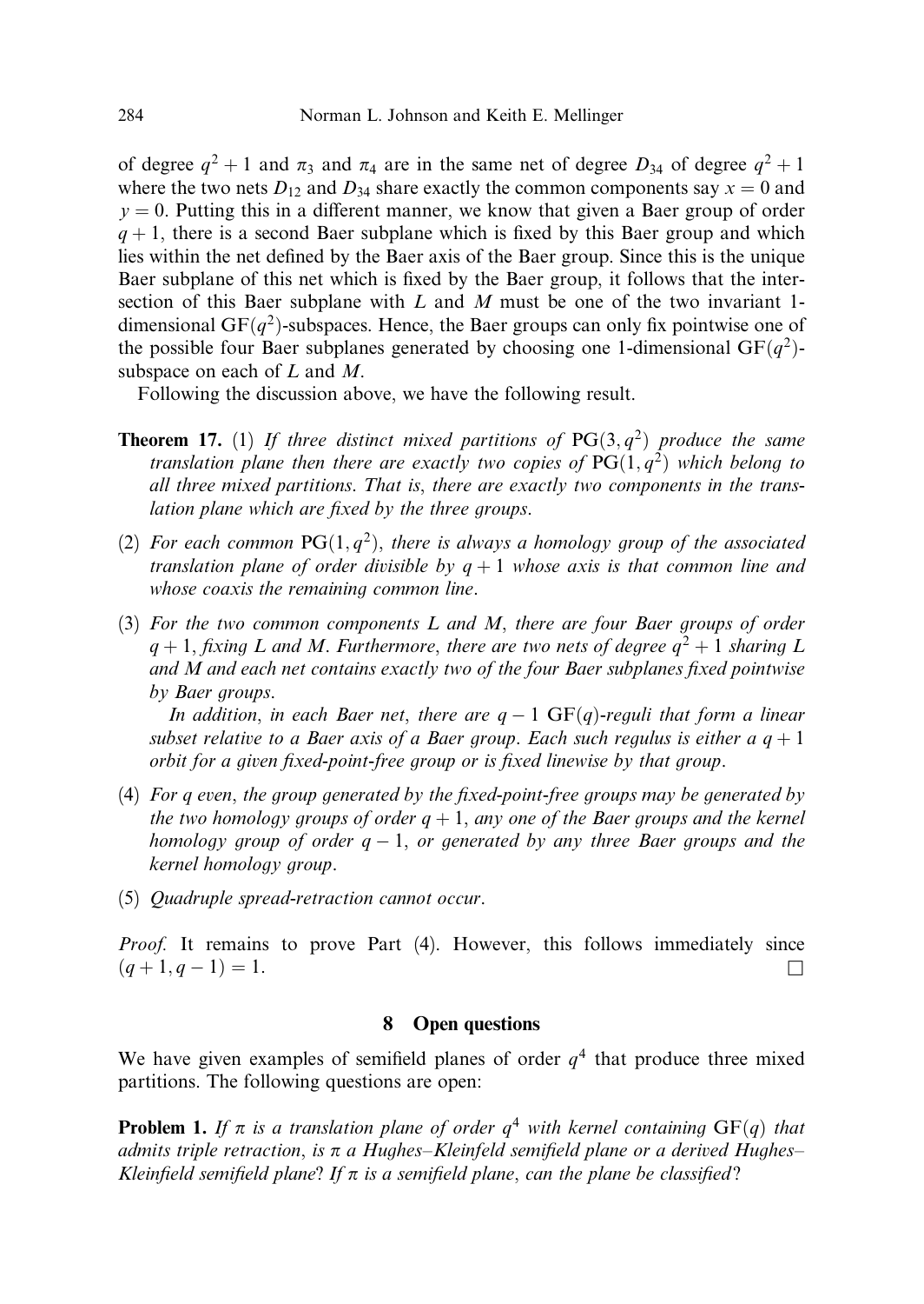of degree $q^2 + 1$ and $\pi_3$ and $\pi_4$ are in the same net of degree $D_{34}$ of degree $q^2 + 1$ where the two nets $D_{12}$ and $D_{34}$ share exactly the common components say $x = 0$ and $y = 0$. Putting this in a different manner, we know that given a Baer group of order $q + 1$, there is a second Baer subplane which is fixed by this Baer group and which lies within the net defined by the Baer axis of the Baer group. Since this is the unique Baer subplane of this net which is fixed by the Baer group, it follows that the intersection of this Baer subplane with $L$ and $M$ must be one of the two invariant 1-dimensional $\mathrm{GF}(q^2)$-subspaces. Hence, the Baer groups can only fix pointwise one of the possible four Baer subplanes generated by choosing one 1-dimensional $\mathrm{GF}(q^2)$-subspace on each of $L$ and $M$.

Following the discussion above, we have the following result.

**Theorem 17.** (1) *If three distinct mixed partitions of* $\mathrm{PG}(3, q^2)$ *produce the same translation plane then there are exactly two copies of* $\mathrm{PG}(1, q^2)$ *which belong to all three mixed partitions. That is, there are exactly two components in the translation plane which are fixed by the three groups.*

(2) *For each common* $\mathrm{PG}(1, q^2)$, *there is always a homology group of the associated translation plane of order divisible by* $q + 1$ *whose axis is that common line and whose coaxis the remaining common line.*

(3) *For the two common components* $L$ *and* $M$, *there are four Baer groups of order* $q + 1$, *fixing* $L$ *and* $M$. *Furthermore, there are two nets of degree* $q^2 + 1$ *sharing* $L$ *and* $M$ *and each net contains exactly two of the four Baer subplanes fixed pointwise by Baer groups.*

*In addition, in each Baer net, there are* $q - 1$ $\mathrm{GF}(q)$*-reguli that form a linear subset relative to a Baer axis of a Baer group. Each such regulus is either a* $q + 1$ *orbit for a given fixed-point-free group or is fixed linewise by that group.*

(4) *For* $q$ *even, the group generated by the fixed-point-free groups may be generated by the two homology groups of order* $q + 1$, *any one of the Baer groups and the kernel homology group of order* $q - 1$, *or generated by any three Baer groups and the kernel homology group.*

(5) *Quadruple spread-retraction cannot occur.*

*Proof.* It remains to prove Part (4). However, this follows immediately since $(q + 1, q - 1) = 1$. □

## 8 Open questions

We have given examples of semifield planes of order $q^4$ that produce three mixed partitions. The following questions are open:

**Problem 1.** *If* $\pi$ *is a translation plane of order* $q^4$ *with kernel containing* $\mathrm{GF}(q)$ *that admits triple retraction, is* $\pi$ *a Hughes–Kleinfeld semifield plane or a derived Hughes–Kleinfield semifield plane? If* $\pi$ *is a semifield plane, can the plane be classified?*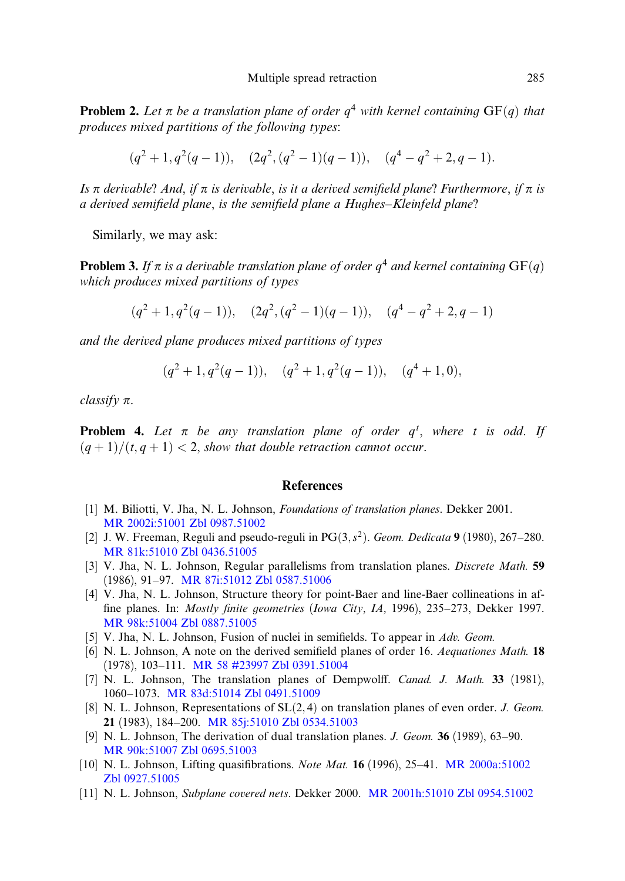**Problem 2.** *Let $\pi$ be a translation plane of order $q^4$ with kernel containing $\mathrm{GF}(q)$ that produces mixed partitions of the following types*:

$$(q^2+1, q^2(q-1)), \quad (2q^2, (q^2-1)(q-1)), \quad (q^4-q^2+2, q-1).$$

*Is $\pi$ derivable? And, if $\pi$ is derivable, is it a derived semifield plane? Furthermore, if $\pi$ is a derived semifield plane, is the semifield plane a Hughes–Kleinfeld plane?*

Similarly, we may ask:

**Problem 3.** *If $\pi$ is a derivable translation plane of order $q^4$ and kernel containing $\mathrm{GF}(q)$ which produces mixed partitions of types*

$$(q^2+1, q^2(q-1)), \quad (2q^2, (q^2-1)(q-1)), \quad (q^4-q^2+2, q-1)$$

*and the derived plane produces mixed partitions of types*

$$(q^2+1, q^2(q-1)), \quad (q^2+1, q^2(q-1)), \quad (q^4+1, 0),$$

*classify $\pi$.*

**Problem 4.** *Let $\pi$ be any translation plane of order $q^t$, where $t$ is odd. If $(q+1)/(t, q+1) < 2$, show that double retraction cannot occur.*

## References

[1] M. Biliotti, V. Jha, N. L. Johnson, *Foundations of translation planes*. Dekker 2001. MR 2002i:51001 Zbl 0987.51002

[2] J. W. Freeman, Reguli and pseudo-reguli in $\mathrm{PG}(3, s^2)$. *Geom. Dedicata* **9** (1980), 267–280. MR 81k:51010 Zbl 0436.51005

[3] V. Jha, N. L. Johnson, Regular parallelisms from translation planes. *Discrete Math.* **59** (1986), 91–97. MR 87i:51012 Zbl 0587.51006

[4] V. Jha, N. L. Johnson, Structure theory for point-Baer and line-Baer collineations in affine planes. In: *Mostly finite geometries* (*Iowa City, IA,* 1996), 235–273, Dekker 1997. MR 98k:51004 Zbl 0887.51005

[5] V. Jha, N. L. Johnson, Fusion of nuclei in semifields. To appear in *Adv. Geom.*

[6] N. L. Johnson, A note on the derived semifield planes of order 16. *Aequationes Math.* **18** (1978), 103–111. MR 58 #23997 Zbl 0391.51004

[7] N. L. Johnson, The translation planes of Dempwolff. *Canad. J. Math.* **33** (1981), 1060–1073. MR 83d:51014 Zbl 0491.51009

[8] N. L. Johnson, Representations of $\mathrm{SL}(2,4)$ on translation planes of even order. *J. Geom.* **21** (1983), 184–200. MR 85j:51010 Zbl 0534.51003

[9] N. L. Johnson, The derivation of dual translation planes. *J. Geom.* **36** (1989), 63–90. MR 90k:51007 Zbl 0695.51003

[10] N. L. Johnson, Lifting quasifibrations. *Note Mat.* **16** (1996), 25–41. MR 2000a:51002 Zbl 0927.51005

[11] N. L. Johnson, *Subplane covered nets*. Dekker 2000. MR 2001h:51010 Zbl 0954.51002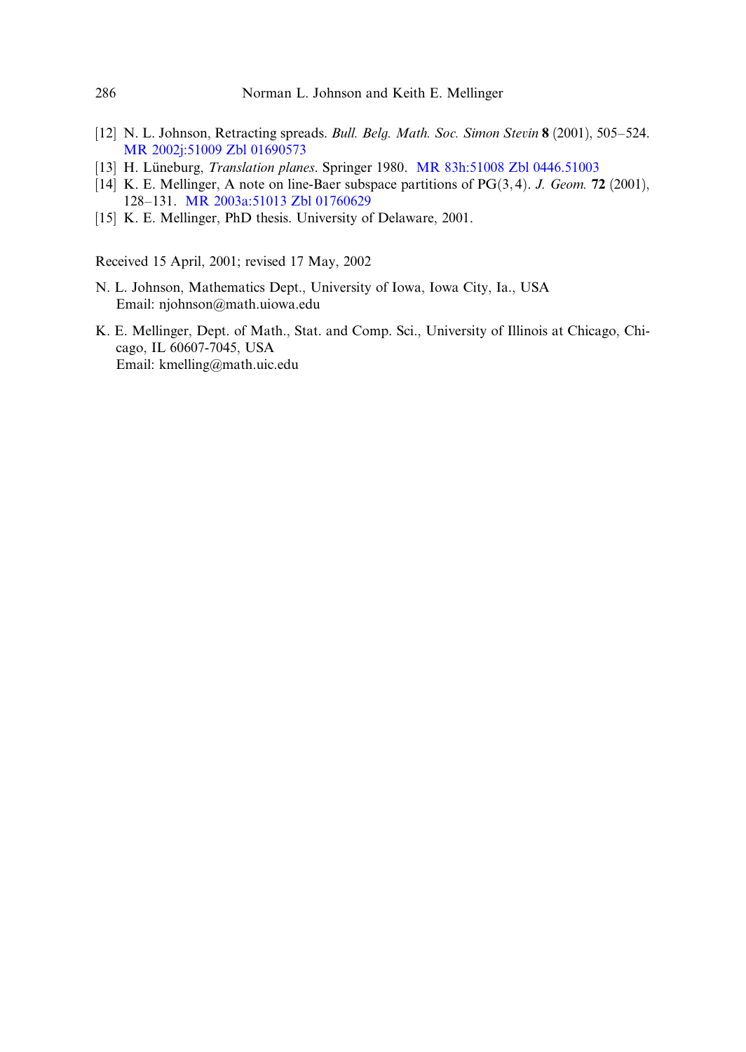[12] N. L. Johnson, Retracting spreads. *Bull. Belg. Math. Soc. Simon Stevin* **8** (2001), 505–524. MR 2002j:51009 Zbl 01690573

[13] H. Lüneburg, *Translation planes*. Springer 1980. MR 83h:51008 Zbl 0446.51003

[14] K. E. Mellinger, A note on line-Baer subspace partitions of $\mathrm{PG}(3,4)$. *J. Geom.* **72** (2001), 128–131. MR 2003a:51013 Zbl 01760629

[15] K. E. Mellinger, PhD thesis. University of Delaware, 2001.

Received 15 April, 2001; revised 17 May, 2002

N. L. Johnson, Mathematics Dept., University of Iowa, Iowa City, Ia., USA
Email: njohnson@math.uiowa.edu

K. E. Mellinger, Dept. of Math., Stat. and Comp. Sci., University of Illinois at Chicago, Chicago, IL 60607-7045, USA
Email: kmelling@math.uic.edu